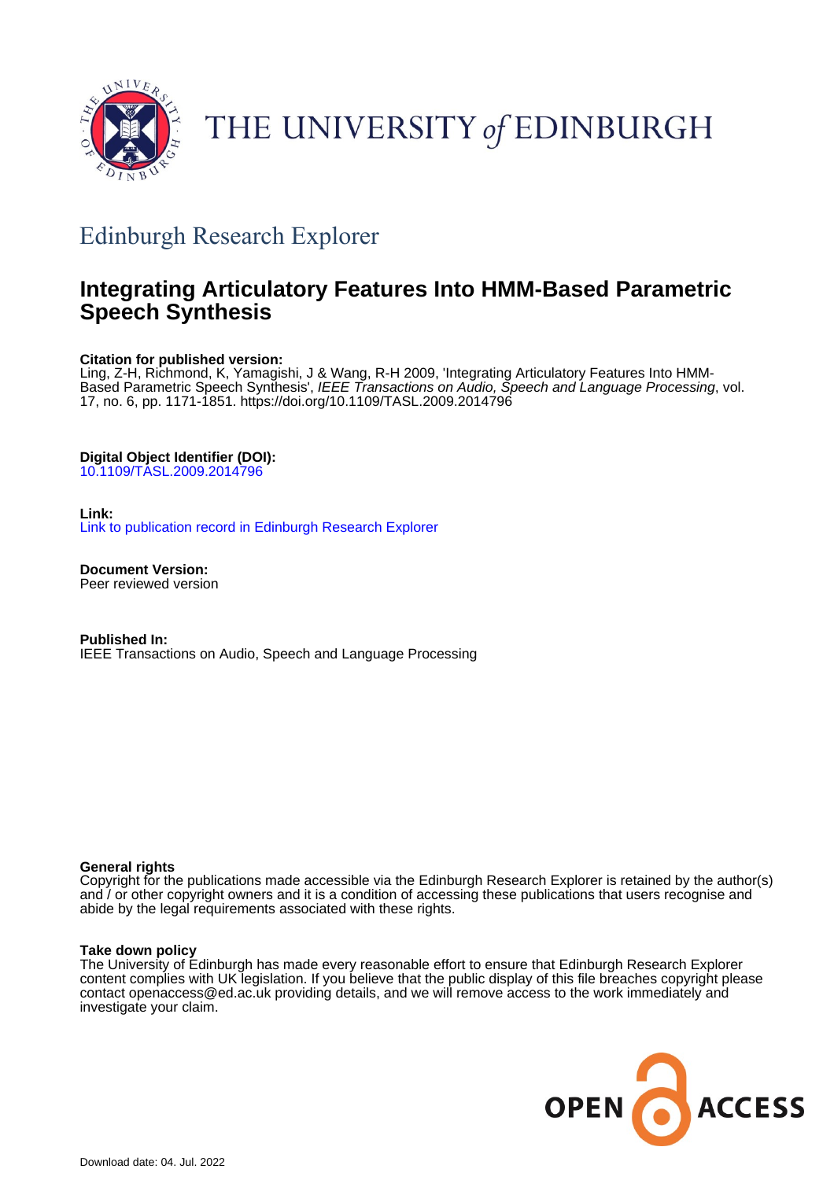THE UNIVERSITY *of* EDINBURGH

## Edinburgh Research Explorer

# Integrating Articulatory Features Into HMM-Based Parametric Speech Synthesis

**Citation for published version:**
Ling, Z-H, Richmond, K, Yamagishi, J & Wang, R-H 2009, 'Integrating Articulatory Features Into HMM-Based Parametric Speech Synthesis', *IEEE Transactions on Audio, Speech and Language Processing*, vol. 17, no. 6, pp. 1171-1851. https://doi.org/10.1109/TASL.2009.2014796

**Digital Object Identifier (DOI):**
10.1109/TASL.2009.2014796

**Link:**
Link to publication record in Edinburgh Research Explorer

**Document Version:**
Peer reviewed version

**Published In:**
IEEE Transactions on Audio, Speech and Language Processing

**General rights**
Copyright for the publications made accessible via the Edinburgh Research Explorer is retained by the author(s) and / or other copyright owners and it is a condition of accessing these publications that users recognise and abide by the legal requirements associated with these rights.

**Take down policy**
The University of Edinburgh has made every reasonable effort to ensure that Edinburgh Research Explorer content complies with UK legislation. If you believe that the public display of this file breaches copyright please contact openaccess@ed.ac.uk providing details, and we will remove access to the work immediately and investigate your claim.

OPEN ACCESS

Download date: 04. Jul. 2022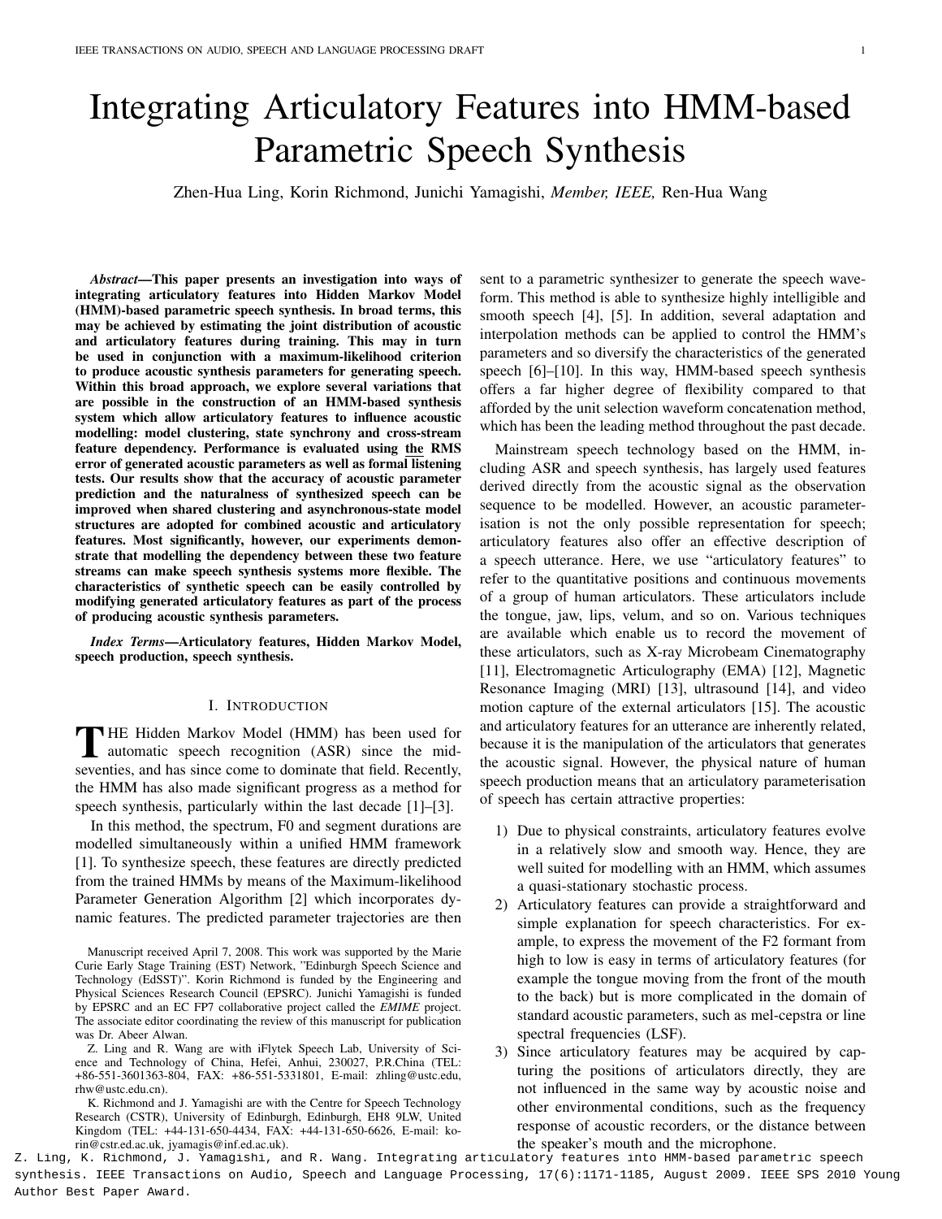# Integrating Articulatory Features into HMM-based Parametric Speech Synthesis

Zhen-Hua Ling, Korin Richmond, Junichi Yamagishi, *Member, IEEE,* Ren-Hua Wang

***Abstract*—This paper presents an investigation into ways of integrating articulatory features into Hidden Markov Model (HMM)-based parametric speech synthesis. In broad terms, this may be achieved by estimating the joint distribution of acoustic and articulatory features during training. This may in turn be used in conjunction with a maximum-likelihood criterion to produce acoustic synthesis parameters for generating speech. Within this broad approach, we explore several variations that are possible in the construction of an HMM-based synthesis system which allow articulatory features to influence acoustic modelling: model clustering, state synchrony and cross-stream feature dependency. Performance is evaluated using the RMS error of generated acoustic parameters as well as formal listening tests. Our results show that the accuracy of acoustic parameter prediction and the naturalness of synthesized speech can be improved when shared clustering and asynchronous-state model structures are adopted for combined acoustic and articulatory features. Most significantly, however, our experiments demonstrate that modelling the dependency between these two feature streams can make speech synthesis systems more flexible. The characteristics of synthetic speech can be easily controlled by modifying generated articulatory features as part of the process of producing acoustic synthesis parameters.**

***Index Terms*—Articulatory features, Hidden Markov Model, speech production, speech synthesis.**

## I. Introduction

The Hidden Markov Model (HMM) has been used for automatic speech recognition (ASR) since the mid-seventies, and has since come to dominate that field. Recently, the HMM has also made significant progress as a method for speech synthesis, particularly within the last decade [1]–[3].

In this method, the spectrum, F0 and segment durations are modelled simultaneously within a unified HMM framework [1]. To synthesize speech, these features are directly predicted from the trained HMMs by means of the Maximum-likelihood Parameter Generation Algorithm [2] which incorporates dynamic features. The predicted parameter trajectories are then sent to a parametric synthesizer to generate the speech waveform. This method is able to synthesize highly intelligible and smooth speech [4], [5]. In addition, several adaptation and interpolation methods can be applied to control the HMM's parameters and so diversify the characteristics of the generated speech [6]–[10]. In this way, HMM-based speech synthesis offers a far higher degree of flexibility compared to that afforded by the unit selection waveform concatenation method, which has been the leading method throughout the past decade.

Mainstream speech technology based on the HMM, including ASR and speech synthesis, has largely used features derived directly from the acoustic signal as the observation sequence to be modelled. However, an acoustic parameterisation is not the only possible representation for speech; articulatory features also offer an effective description of a speech utterance. Here, we use "articulatory features" to refer to the quantitative positions and continuous movements of a group of human articulators. These articulators include the tongue, jaw, lips, velum, and so on. Various techniques are available which enable us to record the movement of these articulators, such as X-ray Microbeam Cinematography [11], Electromagnetic Articulography (EMA) [12], Magnetic Resonance Imaging (MRI) [13], ultrasound [14], and video motion capture of the external articulators [15]. The acoustic and articulatory features for an utterance are inherently related, because it is the manipulation of the articulators that generates the acoustic signal. However, the physical nature of human speech production means that an articulatory parameterisation of speech has certain attractive properties:

1) Due to physical constraints, articulatory features evolve in a relatively slow and smooth way. Hence, they are well suited for modelling with an HMM, which assumes a quasi-stationary stochastic process.
2) Articulatory features can provide a straightforward and simple explanation for speech characteristics. For example, to express the movement of the F2 formant from high to low is easy in terms of articulatory features (for example the tongue moving from the front of the mouth to the back) but is more complicated in the domain of standard acoustic parameters, such as mel-cepstra or line spectral frequencies (LSF).
3) Since articulatory features may be acquired by capturing the positions of articulators directly, they are not influenced in the same way by acoustic noise and other environmental conditions, such as the frequency response of acoustic recorders, or the distance between the speaker's mouth and the microphone.

Manuscript received April 7, 2008. This work was supported by the Marie Curie Early Stage Training (EST) Network, "Edinburgh Speech Science and Technology (EdSST)". Korin Richmond is funded by the Engineering and Physical Sciences Research Council (EPSRC). Junichi Yamagishi is funded by EPSRC and an EC FP7 collaborative project called the *EMIME* project. The associate editor coordinating the review of this manuscript for publication was Dr. Abeer Alwan.

Z. Ling and R. Wang are with iFlytek Speech Lab, University of Science and Technology of China, Hefei, Anhui, 230027, P.R.China (TEL: +86-551-3601363-804, FAX: +86-551-5331801, E-mail: zhling@ustc.edu, rhw@ustc.edu.cn).

K. Richmond and J. Yamagishi are with the Centre for Speech Technology Research (CSTR), University of Edinburgh, Edinburgh, EH8 9LW, United Kingdom (TEL: +44-131-650-4434, FAX: +44-131-650-6626, E-mail: korin@cstr.ed.ac.uk, jyamagis@inf.ed.ac.uk).

Z. Ling, K. Richmond, J. Yamagishi, and R. Wang. Integrating articulatory features into HMM-based parametric speech synthesis. IEEE Transactions on Audio, Speech and Language Processing, 17(6):1171-1185, August 2009. IEEE SPS 2010 Young Author Best Paper Award.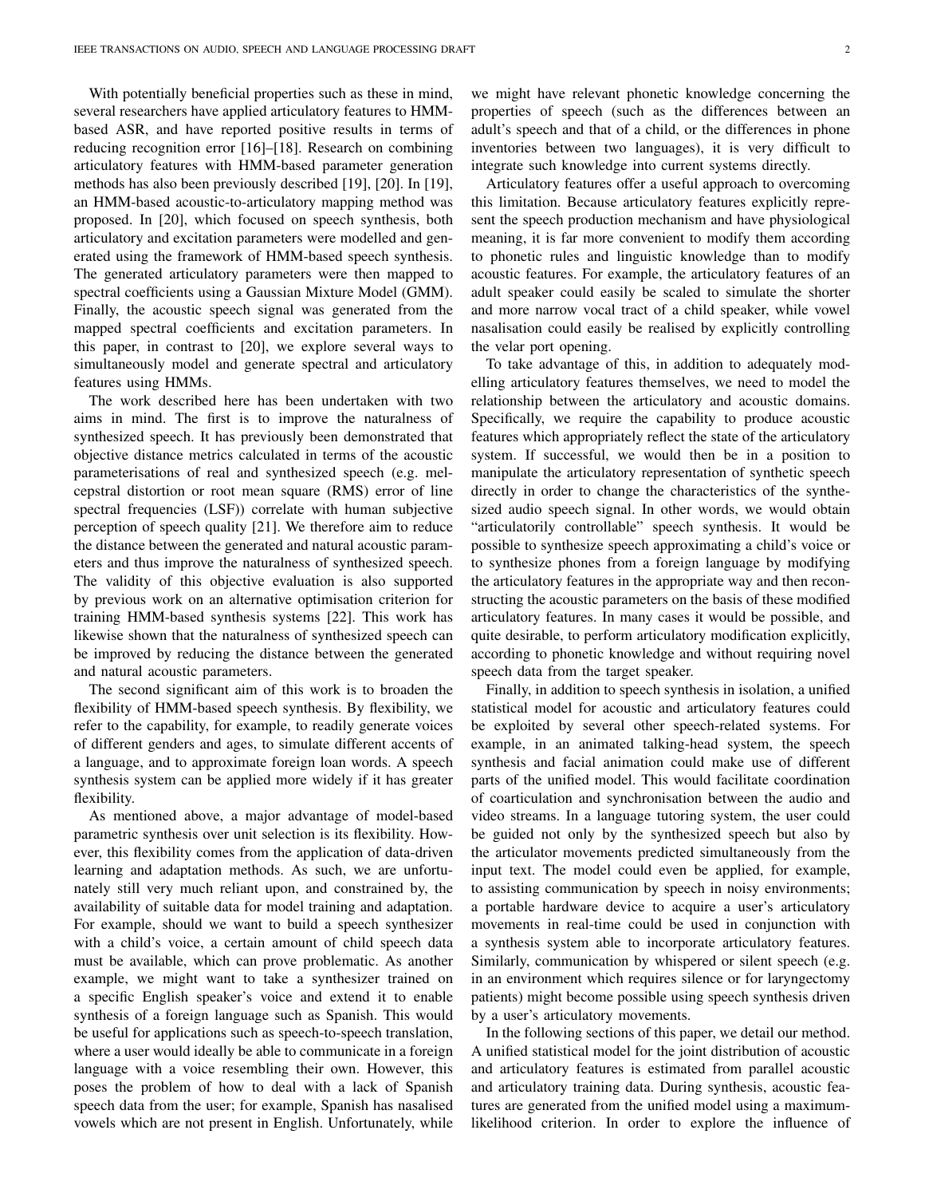With potentially beneficial properties such as these in mind, several researchers have applied articulatory features to HMM-based ASR, and have reported positive results in terms of reducing recognition error [16]–[18]. Research on combining articulatory features with HMM-based parameter generation methods has also been previously described [19], [20]. In [19], an HMM-based acoustic-to-articulatory mapping method was proposed. In [20], which focused on speech synthesis, both articulatory and excitation parameters were modelled and generated using the framework of HMM-based speech synthesis. The generated articulatory parameters were then mapped to spectral coefficients using a Gaussian Mixture Model (GMM). Finally, the acoustic speech signal was generated from the mapped spectral coefficients and excitation parameters. In this paper, in contrast to [20], we explore several ways to simultaneously model and generate spectral and articulatory features using HMMs.

The work described here has been undertaken with two aims in mind. The first is to improve the naturalness of synthesized speech. It has previously been demonstrated that objective distance metrics calculated in terms of the acoustic parameterisations of real and synthesized speech (e.g. mel-cepstral distortion or root mean square (RMS) error of line spectral frequencies (LSF)) correlate with human subjective perception of speech quality [21]. We therefore aim to reduce the distance between the generated and natural acoustic parameters and thus improve the naturalness of synthesized speech. The validity of this objective evaluation is also supported by previous work on an alternative optimisation criterion for training HMM-based synthesis systems [22]. This work has likewise shown that the naturalness of synthesized speech can be improved by reducing the distance between the generated and natural acoustic parameters.

The second significant aim of this work is to broaden the flexibility of HMM-based speech synthesis. By flexibility, we refer to the capability, for example, to readily generate voices of different genders and ages, to simulate different accents of a language, and to approximate foreign loan words. A speech synthesis system can be applied more widely if it has greater flexibility.

As mentioned above, a major advantage of model-based parametric synthesis over unit selection is its flexibility. However, this flexibility comes from the application of data-driven learning and adaptation methods. As such, we are unfortunately still very much reliant upon, and constrained by, the availability of suitable data for model training and adaptation. For example, should we want to build a speech synthesizer with a child's voice, a certain amount of child speech data must be available, which can prove problematic. As another example, we might want to take a synthesizer trained on a specific English speaker's voice and extend it to enable synthesis of a foreign language such as Spanish. This would be useful for applications such as speech-to-speech translation, where a user would ideally be able to communicate in a foreign language with a voice resembling their own. However, this poses the problem of how to deal with a lack of Spanish speech data from the user; for example, Spanish has nasalised vowels which are not present in English. Unfortunately, while we might have relevant phonetic knowledge concerning the properties of speech (such as the differences between an adult's speech and that of a child, or the differences in phone inventories between two languages), it is very difficult to integrate such knowledge into current systems directly.

Articulatory features offer a useful approach to overcoming this limitation. Because articulatory features explicitly represent the speech production mechanism and have physiological meaning, it is far more convenient to modify them according to phonetic rules and linguistic knowledge than to modify acoustic features. For example, the articulatory features of an adult speaker could easily be scaled to simulate the shorter and more narrow vocal tract of a child speaker, while vowel nasalisation could easily be realised by explicitly controlling the velar port opening.

To take advantage of this, in addition to adequately modelling articulatory features themselves, we need to model the relationship between the articulatory and acoustic domains. Specifically, we require the capability to produce acoustic features which appropriately reflect the state of the articulatory system. If successful, we would then be in a position to manipulate the articulatory representation of synthetic speech directly in order to change the characteristics of the synthesized audio speech signal. In other words, we would obtain "articulatorily controllable" speech synthesis. It would be possible to synthesize speech approximating a child's voice or to synthesize phones from a foreign language by modifying the articulatory features in the appropriate way and then reconstructing the acoustic parameters on the basis of these modified articulatory features. In many cases it would be possible, and quite desirable, to perform articulatory modification explicitly, according to phonetic knowledge and without requiring novel speech data from the target speaker.

Finally, in addition to speech synthesis in isolation, a unified statistical model for acoustic and articulatory features could be exploited by several other speech-related systems. For example, in an animated talking-head system, the speech synthesis and facial animation could make use of different parts of the unified model. This would facilitate coordination of coarticulation and synchronisation between the audio and video streams. In a language tutoring system, the user could be guided not only by the synthesized speech but also by the articulator movements predicted simultaneously from the input text. The model could even be applied, for example, to assisting communication by speech in noisy environments; a portable hardware device to acquire a user's articulatory movements in real-time could be used in conjunction with a synthesis system able to incorporate articulatory features. Similarly, communication by whispered or silent speech (e.g. in an environment which requires silence or for laryngectomy patients) might become possible using speech synthesis driven by a user's articulatory movements.

In the following sections of this paper, we detail our method. A unified statistical model for the joint distribution of acoustic and articulatory features is estimated from parallel acoustic and articulatory training data. During synthesis, acoustic features are generated from the unified model using a maximum-likelihood criterion. In order to explore the influence of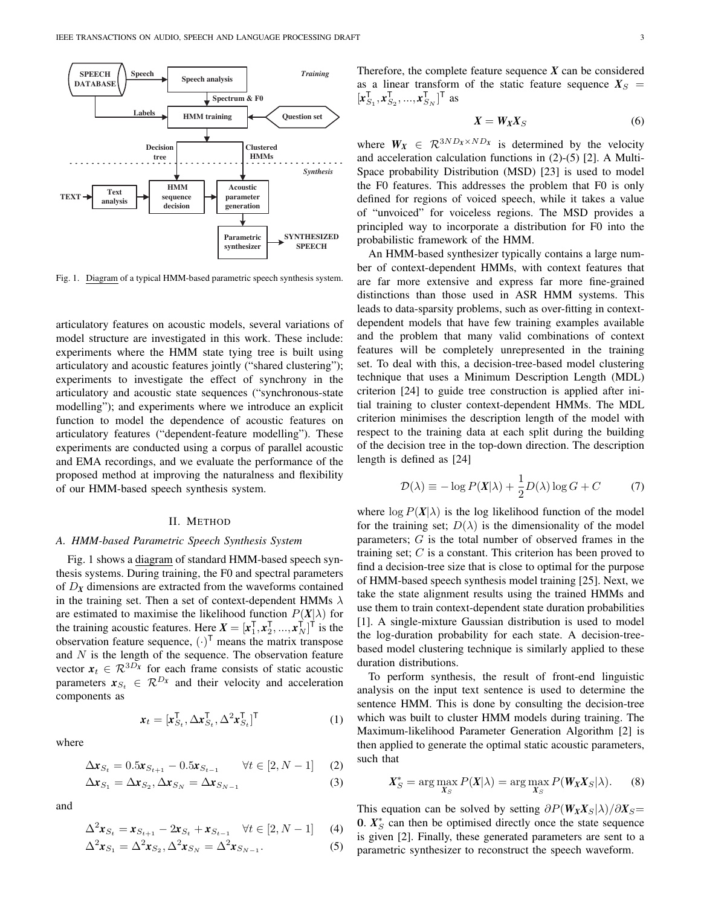Fig. 1. Diagram of a typical HMM-based parametric speech synthesis system.

articulatory features on acoustic models, several variations of model structure are investigated in this work. These include: experiments where the HMM state tying tree is built using articulatory and acoustic features jointly ("shared clustering"); experiments to investigate the effect of synchrony in the articulatory and acoustic state sequences ("synchronous-state modelling"); and experiments where we introduce an explicit function to model the dependence of acoustic features on articulatory features ("dependent-feature modelling"). These experiments are conducted using a corpus of parallel acoustic and EMA recordings, and we evaluate the performance of the proposed method at improving the naturalness and flexibility of our HMM-based speech synthesis system.

## II. Method

### A. HMM-based Parametric Speech Synthesis System

Fig. 1 shows a diagram of standard HMM-based speech synthesis systems. During training, the F0 and spectral parameters of $D_X$ dimensions are extracted from the waveforms contained in the training set. Then a set of context-dependent HMMs $\lambda$ are estimated to maximise the likelihood function $P(\boldsymbol{X}|\lambda)$ for the training acoustic features. Here $\boldsymbol{X} = [\boldsymbol{x}_1^\mathsf{T}, \boldsymbol{x}_2^\mathsf{T}, ..., \boldsymbol{x}_N^\mathsf{T}]^\mathsf{T}$ is the observation feature sequence, $(\cdot)^\mathsf{T}$ means the matrix transpose and $N$ is the length of the sequence. The observation feature vector $\boldsymbol{x}_t \in \mathcal{R}^{3D_X}$ for each frame consists of static acoustic parameters $\boldsymbol{x}_{S_t} \in \mathcal{R}^{D_X}$ and their velocity and acceleration components as

$$\boldsymbol{x}_t = [\boldsymbol{x}_{S_t}^\mathsf{T}, \Delta\boldsymbol{x}_{S_t}^\mathsf{T}, \Delta^2\boldsymbol{x}_{S_t}^\mathsf{T}]^\mathsf{T} \tag{1}$$

where

$$\Delta\boldsymbol{x}_{S_t} = 0.5\boldsymbol{x}_{S_{t+1}} - 0.5\boldsymbol{x}_{S_{t-1}} \qquad \forall t \in [2, N-1] \tag{2}$$

$$\Delta\boldsymbol{x}_{S_1} = \Delta\boldsymbol{x}_{S_2}, \Delta\boldsymbol{x}_{S_N} = \Delta\boldsymbol{x}_{S_{N-1}} \tag{3}$$

and

$$\Delta^2\boldsymbol{x}_{S_t} = \boldsymbol{x}_{S_{t+1}} - 2\boldsymbol{x}_{S_t} + \boldsymbol{x}_{S_{t-1}} \quad \forall t \in [2, N-1] \tag{4}$$

$$\Delta^2\boldsymbol{x}_{S_1} = \Delta^2\boldsymbol{x}_{S_2}, \Delta^2\boldsymbol{x}_{S_N} = \Delta^2\boldsymbol{x}_{S_{N-1}}. \tag{5}$$

Therefore, the complete feature sequence $\boldsymbol{X}$ can be considered as a linear transform of the static feature sequence $\boldsymbol{X}_S = [\boldsymbol{x}_{S_1}^\mathsf{T}, \boldsymbol{x}_{S_2}^\mathsf{T}, ..., \boldsymbol{x}_{S_N}^\mathsf{T}]^\mathsf{T}$ as

$$\boldsymbol{X} = \boldsymbol{W_X}\boldsymbol{X}_S \tag{6}$$

where $\boldsymbol{W_X} \in \mathcal{R}^{3ND_X \times ND_X}$ is determined by the velocity and acceleration calculation functions in (2)-(5) [2]. A Multi-Space probability Distribution (MSD) [23] is used to model the F0 features. This addresses the problem that F0 is only defined for regions of voiced speech, while it takes a value of "unvoiced" for voiceless regions. The MSD provides a principled way to incorporate a distribution for F0 into the probabilistic framework of the HMM.

An HMM-based synthesizer typically contains a large number of context-dependent HMMs, with context features that are far more extensive and express far more fine-grained distinctions than those used in ASR HMM systems. This leads to data-sparsity problems, such as over-fitting in context-dependent models that have few training examples available and the problem that many valid combinations of context features will be completely unrepresented in the training set. To deal with this, a decision-tree-based model clustering technique that uses a Minimum Description Length (MDL) criterion [24] to guide tree construction is applied after initial training to cluster context-dependent HMMs. The MDL criterion minimises the description length of the model with respect to the training data at each split during the building of the decision tree in the top-down direction. The description length is defined as [24]

$$\mathcal{D}(\lambda) \equiv -\log P(\boldsymbol{X}|\lambda) + \frac{1}{2}D(\lambda)\log G + C \tag{7}$$

where $\log P(\boldsymbol{X}|\lambda)$ is the log likelihood function of the model for the training set; $D(\lambda)$ is the dimensionality of the model parameters; $G$ is the total number of observed frames in the training set; $C$ is a constant. This criterion has been proved to find a decision-tree size that is close to optimal for the purpose of HMM-based speech synthesis model training [25]. Next, we take the state alignment results using the trained HMMs and use them to train context-dependent state duration probabilities [1]. A single-mixture Gaussian distribution is used to model the log-duration probability for each state. A decision-tree-based model clustering technique is similarly applied to these duration distributions.

To perform synthesis, the result of front-end linguistic analysis on the input text sentence is used to determine the sentence HMM. This is done by consulting the decision-tree which was built to cluster HMM models during training. The Maximum-likelihood Parameter Generation Algorithm [2] is then applied to generate the optimal static acoustic parameters, such that

$$\boldsymbol{X}_S^* = \arg\max_{\boldsymbol{X}_S} P(\boldsymbol{X}|\lambda) = \arg\max_{\boldsymbol{X}_S} P(\boldsymbol{W_X}\boldsymbol{X}_S|\lambda). \tag{8}$$

This equation can be solved by setting $\partial P(\boldsymbol{W_X}\boldsymbol{X}_S|\lambda)/\partial\boldsymbol{X}_S = \boldsymbol{0}$. $\boldsymbol{X}_S^*$ can then be optimised directly once the state sequence is given [2]. Finally, these generated parameters are sent to a parametric synthesizer to reconstruct the speech waveform.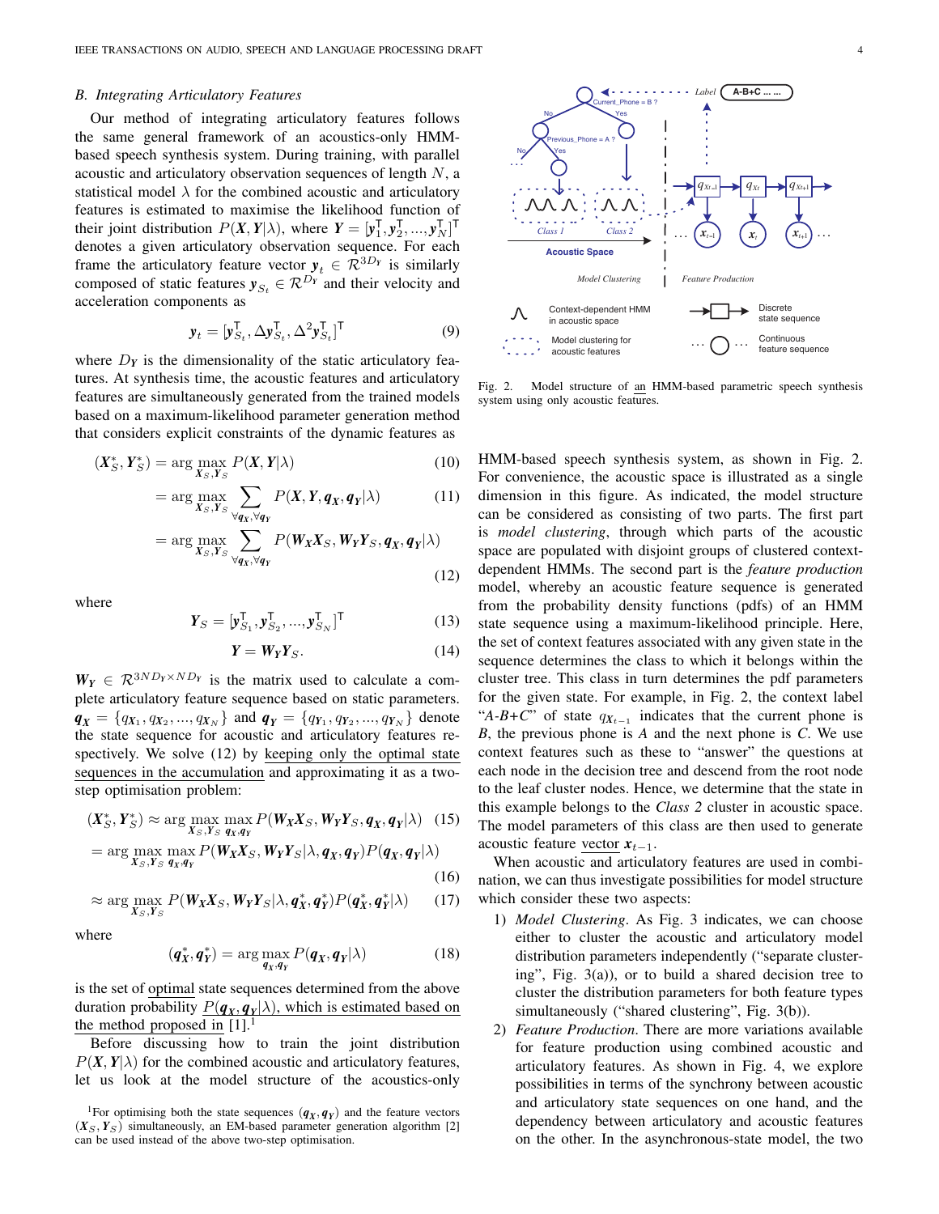### B. Integrating Articulatory Features

Our method of integrating articulatory features follows the same general framework of an acoustics-only HMM-based speech synthesis system. During training, with parallel acoustic and articulatory observation sequences of length $N$, a statistical model $\lambda$ for the combined acoustic and articulatory features is estimated to maximise the likelihood function of their joint distribution $P(\boldsymbol{X}, \boldsymbol{Y}|\lambda)$, where $\boldsymbol{Y} = [\boldsymbol{y}_1^\mathsf{T}, \boldsymbol{y}_2^\mathsf{T}, ..., \boldsymbol{y}_N^\mathsf{T}]^\mathsf{T}$ denotes a given articulatory observation sequence. For each frame the articulatory feature vector $\boldsymbol{y}_t \in \mathcal{R}^{3D_Y}$ is similarly composed of static features $\boldsymbol{y}_{S_t} \in \mathcal{R}^{D_Y}$ and their velocity and acceleration components as

$$\boldsymbol{y}_t = [\boldsymbol{y}_{S_t}^\mathsf{T}, \Delta\boldsymbol{y}_{S_t}^\mathsf{T}, \Delta^2\boldsymbol{y}_{S_t}^\mathsf{T}]^\mathsf{T} \tag{9}$$

where $D_Y$ is the dimensionality of the static articulatory features. At synthesis time, the acoustic features and articulatory features are simultaneously generated from the trained models based on a maximum-likelihood parameter generation method that considers explicit constraints of the dynamic features as

$$(\boldsymbol{X}_S^*, \boldsymbol{Y}_S^*) = \arg\max_{\boldsymbol{X}_S, \boldsymbol{Y}_S} P(\boldsymbol{X}, \boldsymbol{Y}|\lambda) \tag{10}$$

$$= \arg\max_{\boldsymbol{X}_S, \boldsymbol{Y}_S} \sum_{\forall \boldsymbol{q_X}, \forall \boldsymbol{q_Y}} P(\boldsymbol{X}, \boldsymbol{Y}, \boldsymbol{q_X}, \boldsymbol{q_Y}|\lambda) \tag{11}$$

$$= \arg\max_{\boldsymbol{X}_S, \boldsymbol{Y}_S} \sum_{\forall \boldsymbol{q_X}, \forall \boldsymbol{q_Y}} P(\boldsymbol{W_X}\boldsymbol{X}_S, \boldsymbol{W_Y}\boldsymbol{Y}_S, \boldsymbol{q_X}, \boldsymbol{q_Y}|\lambda) \tag{12}$$

where

$$\boldsymbol{Y}_S = [\boldsymbol{y}_{S_1}^\mathsf{T}, \boldsymbol{y}_{S_2}^\mathsf{T}, ..., \boldsymbol{y}_{S_N}^\mathsf{T}]^\mathsf{T} \tag{13}$$

$$\boldsymbol{Y} = \boldsymbol{W_Y}\boldsymbol{Y}_S. \tag{14}$$

$\boldsymbol{W_Y} \in \mathcal{R}^{3ND_Y \times ND_Y}$ is the matrix used to calculate a complete articulatory feature sequence based on static parameters. $\boldsymbol{q_X} = \{q_{X_1}, q_{X_2}, ..., q_{X_N}\}$ and $\boldsymbol{q_Y} = \{q_{Y_1}, q_{Y_2}, ..., q_{Y_N}\}$ denote the state sequence for acoustic and articulatory features respectively. We solve (12) by keeping only the optimal state sequences in the accumulation and approximating it as a two-step optimisation problem:

$$(\boldsymbol{X}_S^*, \boldsymbol{Y}_S^*) \approx \arg\max_{\boldsymbol{X}_S, \boldsymbol{Y}_S} \max_{\boldsymbol{q_X}, \boldsymbol{q_Y}} P(\boldsymbol{W_X}\boldsymbol{X}_S, \boldsymbol{W_Y}\boldsymbol{Y}_S, \boldsymbol{q_X}, \boldsymbol{q_Y}|\lambda) \tag{15}$$

$$= \arg\max_{\boldsymbol{X}_S, \boldsymbol{Y}_S} \max_{\boldsymbol{q_X}, \boldsymbol{q_Y}} P(\boldsymbol{W_X}\boldsymbol{X}_S, \boldsymbol{W_Y}\boldsymbol{Y}_S|\lambda, \boldsymbol{q_X}, \boldsymbol{q_Y})P(\boldsymbol{q_X}, \boldsymbol{q_Y}|\lambda) \tag{16}$$

$$\approx \arg\max_{\boldsymbol{X}_S, \boldsymbol{Y}_S} P(\boldsymbol{W_X}\boldsymbol{X}_S, \boldsymbol{W_Y}\boldsymbol{Y}_S|\lambda, \boldsymbol{q_X^*}, \boldsymbol{q_Y^*})P(\boldsymbol{q_X^*}, \boldsymbol{q_Y^*}|\lambda) \tag{17}$$

where

$$(\boldsymbol{q_X^*}, \boldsymbol{q_Y^*}) = \arg\max_{\boldsymbol{q_X}, \boldsymbol{q_Y}} P(\boldsymbol{q_X}, \boldsymbol{q_Y}|\lambda) \tag{18}$$

is the set of optimal state sequences determined from the above duration probability $P(\boldsymbol{q_X}, \boldsymbol{q_Y}|\lambda)$, which is estimated based on the method proposed in [1].[1]

Before discussing how to train the joint distribution $P(\boldsymbol{X}, \boldsymbol{Y}|\lambda)$ for the combined acoustic and articulatory features, let us look at the model structure of the acoustics-only HMM-based speech synthesis system, as shown in Fig. 2. For convenience, the acoustic space is illustrated as a single dimension in this figure. As indicated, the model structure can be considered as consisting of two parts. The first part is *model clustering*, through which parts of the acoustic space are populated with disjoint groups of clustered context-dependent HMMs. The second part is the *feature production* model, whereby an acoustic feature sequence is generated from the probability density functions (pdfs) of an HMM state sequence using a maximum-likelihood principle. Here, the set of context features associated with any given state in the state sequence determines the class to which it belongs within the cluster tree. This class in turn determines the pdf parameters for the given state. For example, in Fig. 2, the context label "*A-B+C*" of state $q_{X_{t-1}}$ indicates that the current phone is *B*, the previous phone is *A* and the next phone is *C*. We use context features such as these to "answer" the questions at each node in the decision tree and descend from the root node to the leaf cluster nodes. Hence, we determine that the state in this example belongs to the *Class 2* cluster in acoustic space. The model parameters of this class are then used to generate acoustic feature vector $\boldsymbol{x}_{t-1}$.

Fig. 2. Model structure of an HMM-based parametric speech synthesis system using only acoustic features.

When acoustic and articulatory features are used in combination, we can thus investigate possibilities for model structure which consider these two aspects:

1) *Model Clustering*. As Fig. 3 indicates, we can choose either to cluster the acoustic and articulatory model distribution parameters independently ("separate clustering", Fig. 3(a)), or to build a shared decision tree to cluster the distribution parameters for both feature types simultaneously ("shared clustering", Fig. 3(b)).
2) *Feature Production*. There are more variations available for feature production using combined acoustic and articulatory features. As shown in Fig. 4, we explore possibilities in terms of the synchrony between acoustic and articulatory state sequences on one hand, and the dependency between articulatory and acoustic features on the other. In the asynchronous-state model, the two

[1] For optimising both the state sequences $(\boldsymbol{q_X}, \boldsymbol{q_Y})$ and the feature vectors $(\boldsymbol{X}_S, \boldsymbol{Y}_S)$ simultaneously, an EM-based parameter generation algorithm [2] can be used instead of the above two-step optimisation.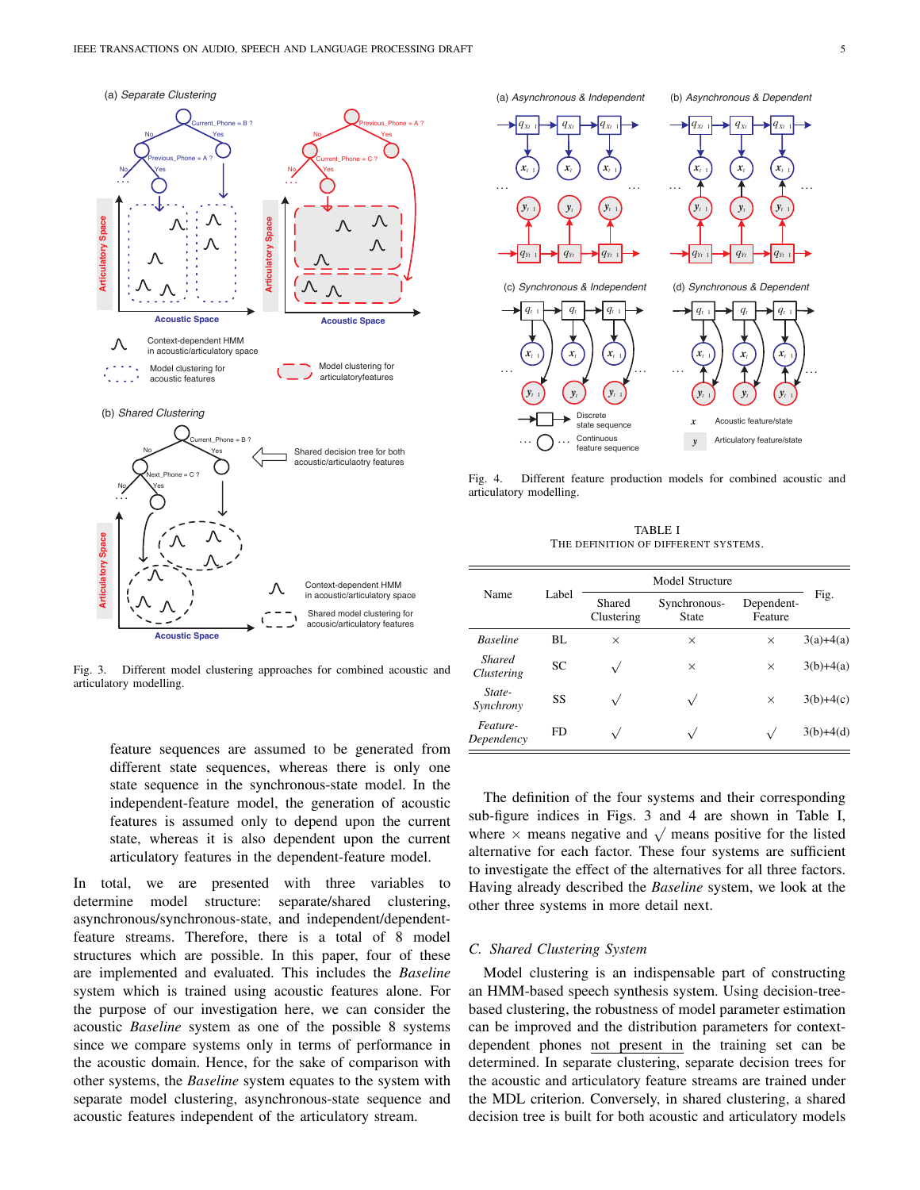Fig. 3. Different model clustering approaches for combined acoustic and articulatory modelling.

Fig. 4. Different feature production models for combined acoustic and articulatory modelling.

feature sequences are assumed to be generated from different state sequences, whereas there is only one state sequence in the synchronous-state model. In the independent-feature model, the generation of acoustic features is assumed only to depend upon the current state, whereas it is also dependent upon the current articulatory features in the dependent-feature model.

In total, we are presented with three variables to determine model structure: separate/shared clustering, asynchronous/synchronous-state, and independent/dependent-feature streams. Therefore, there is a total of 8 model structures which are possible. In this paper, four of these are implemented and evaluated. This includes the *Baseline* system which is trained using acoustic features alone. For the purpose of our investigation here, we can consider the acoustic *Baseline* system as one of the possible 8 systems since we compare systems only in terms of performance in the acoustic domain. Hence, for the sake of comparison with other systems, the *Baseline* system equates to the system with separate model clustering, asynchronous-state sequence and acoustic features independent of the articulatory stream.

TABLE I

THE DEFINITION OF DIFFERENT SYSTEMS.

| Name | Label | Model Structure | | | Fig. |
|---|---|---|---|---|---|
| | | Shared Clustering | Synchronous-State | Dependent-Feature | |
| *Baseline* | BL | × | × | × | 3(a)+4(a) |
| *Shared Clustering* | SC | √ | × | × | 3(b)+4(a) |
| *State-Synchrony* | SS | √ | √ | × | 3(b)+4(c) |
| *Feature-Dependency* | FD | √ | √ | √ | 3(b)+4(d) |

The definition of the four systems and their corresponding sub-figure indices in Figs. 3 and 4 are shown in Table I, where × means negative and √ means positive for the listed alternative for each factor. These four systems are sufficient to investigate the effect of the alternatives for all three factors. Having already described the *Baseline* system, we look at the other three systems in more detail next.

### C. Shared Clustering System

Model clustering is an indispensable part of constructing an HMM-based speech synthesis system. Using decision-tree-based clustering, the robustness of model parameter estimation can be improved and the distribution parameters for context-dependent phones not present in the training set can be determined. In separate clustering, separate decision trees for the acoustic and articulatory feature streams are trained under the MDL criterion. Conversely, in shared clustering, a shared decision tree is built for both acoustic and articulatory models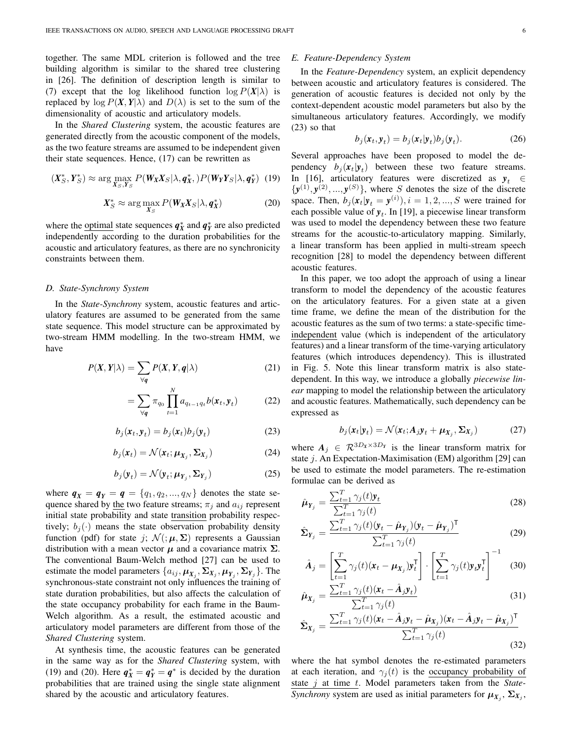together. The same MDL criterion is followed and the tree building algorithm is similar to the shared tree clustering in [26]. The definition of description length is similar to (7) except that the log likelihood function $\log P(\boldsymbol{X}|\lambda)$ is replaced by $\log P(\boldsymbol{X}, \boldsymbol{Y}|\lambda)$ and $D(\lambda)$ is set to the sum of the dimensionality of acoustic and articulatory models.

In the *Shared Clustering* system, the acoustic features are generated directly from the acoustic component of the models, as the two feature streams are assumed to be independent given their state sequences. Hence, (17) can be rewritten as

$$(\boldsymbol{X}_S^*, \boldsymbol{Y}_S^*) \approx \arg\max_{\boldsymbol{X}_S, \boldsymbol{Y}_S} P(\boldsymbol{W_X X}_S|\lambda, \boldsymbol{q}_{\boldsymbol{X}}^*, )P(\boldsymbol{W_Y Y}_S|\lambda, \boldsymbol{q}_{\boldsymbol{Y}}^*) \quad (19)$$

$$\boldsymbol{X}_S^* \approx \arg\max_{\boldsymbol{X}_S} P(\boldsymbol{W_X X}_S|\lambda, \boldsymbol{q}_{\boldsymbol{X}}^*) \quad (20)$$

where the optimal state sequences $\boldsymbol{q}_{\boldsymbol{X}}^*$ and $\boldsymbol{q}_{\boldsymbol{Y}}^*$ are also predicted independently according to the duration probabilities for the acoustic and articulatory features, as there are no synchronicity constraints between them.

### D. State-Synchrony System

In the *State-Synchrony* system, acoustic features and articulatory features are assumed to be generated from the same state sequence. This model structure can be approximated by two-stream HMM modelling. In the two-stream HMM, we have

$$P(\boldsymbol{X}, \boldsymbol{Y}|\lambda) = \sum_{\forall \boldsymbol{q}} P(\boldsymbol{X}, \boldsymbol{Y}, \boldsymbol{q}|\lambda) \quad (21)$$

$$= \sum_{\forall \boldsymbol{q}} \pi_{q_0} \prod_{t=1}^{N} a_{q_{t-1}q_t} b(\boldsymbol{x}_t, \boldsymbol{y}_t) \quad (22)$$

$$b_j(\boldsymbol{x}_t, \boldsymbol{y}_t) = b_j(\boldsymbol{x}_t) b_j(\boldsymbol{y}_t) \quad (23)$$

$$b_j(\boldsymbol{x}_t) = \mathcal{N}(\boldsymbol{x}_t; \boldsymbol{\mu}_{\boldsymbol{X}_j}, \boldsymbol{\Sigma}_{\boldsymbol{X}_j}) \quad (24)$$

$$b_j(\boldsymbol{y}_t) = \mathcal{N}(\boldsymbol{y}_t; \boldsymbol{\mu}_{\boldsymbol{Y}_j}, \boldsymbol{\Sigma}_{\boldsymbol{Y}_j}) \quad (25)$$

where $\boldsymbol{q}_{\boldsymbol{X}} = \boldsymbol{q}_{\boldsymbol{Y}} = \boldsymbol{q} = \{q_1, q_2, ..., q_N\}$ denotes the state sequence shared by the two feature streams; $\pi_j$ and $a_{ij}$ represent initial state probability and state transition probability respectively; $b_j(\cdot)$ means the state observation probability density function (pdf) for state $j$; $\mathcal{N}(;\boldsymbol{\mu}, \boldsymbol{\Sigma})$ represents a Gaussian distribution with a mean vector $\boldsymbol{\mu}$ and a covariance matrix $\boldsymbol{\Sigma}$. The conventional Baum-Welch method [27] can be used to estimate the model parameters $\{a_{ij}, \boldsymbol{\mu}_{\boldsymbol{X}_j}, \boldsymbol{\Sigma}_{\boldsymbol{X}_j}, \boldsymbol{\mu}_{\boldsymbol{Y}_j}, \boldsymbol{\Sigma}_{\boldsymbol{Y}_j}\}$. The synchronous-state constraint not only influences the training of state duration probabilities, but also affects the calculation of the state occupancy probability for each frame in the Baum-Welch algorithm. As a result, the estimated acoustic and articulatory model parameters are different from those of the *Shared Clustering* system.

At synthesis time, the acoustic features can be generated in the same way as for the *Shared Clustering* system, with (19) and (20). Here $\boldsymbol{q}_{\boldsymbol{X}}^* = \boldsymbol{q}_{\boldsymbol{Y}}^* = \boldsymbol{q}^*$ is decided by the duration probabilities that are trained using the single state alignment shared by the acoustic and articulatory features.

### E. Feature-Dependency System

In the *Feature-Dependency* system, an explicit dependency between acoustic and articulatory features is considered. The generation of acoustic features is decided not only by the context-dependent acoustic model parameters but also by the simultaneous articulatory features. Accordingly, we modify (23) so that

$$b_j(\boldsymbol{x}_t, \boldsymbol{y}_t) = b_j(\boldsymbol{x}_t|\boldsymbol{y}_t) b_j(\boldsymbol{y}_t). \quad (26)$$

Several approaches have been proposed to model the dependency $b_j(\boldsymbol{x}_t|\boldsymbol{y}_t)$ between these two feature streams. In [16], articulatory features were discretized as $\boldsymbol{y}_t \in \{\boldsymbol{y}^{(1)}, \boldsymbol{y}^{(2)}, ..., \boldsymbol{y}^{(S)}\}$, where $S$ denotes the size of the discrete space. Then, $b_j(\boldsymbol{x}_t|\boldsymbol{y}_t = \boldsymbol{y}^{(i)}), i = 1, 2, ..., S$ were trained for each possible value of $\boldsymbol{y}_t$. In [19], a piecewise linear transform was used to model the dependency between these two feature streams for the acoustic-to-articulatory mapping. Similarly, a linear transform has been applied in multi-stream speech recognition [28] to model the dependency between different acoustic features.

In this paper, we too adopt the approach of using a linear transform to model the dependency of the acoustic features on the articulatory features. For a given state at a given time frame, we define the mean of the distribution for the acoustic features as the sum of two terms: a state-specific time-independent value (which is independent of the articulatory features) and a linear transform of the time-varying articulatory features (which introduces dependency). This is illustrated in Fig. 5. Note this linear transform matrix is also state-dependent. In this way, we introduce a globally *piecewise linear* mapping to model the relationship between the articulatory and acoustic features. Mathematically, such dependency can be expressed as

$$b_j(\boldsymbol{x}_t|\boldsymbol{y}_t) = \mathcal{N}(\boldsymbol{x}_t; \boldsymbol{A}_j \boldsymbol{y}_t + \boldsymbol{\mu}_{\boldsymbol{X}_j}, \boldsymbol{\Sigma}_{\boldsymbol{X}_j}) \quad (27)$$

where $\boldsymbol{A}_j \in \mathcal{R}^{3D_X \times 3D_Y}$ is the linear transform matrix for state $j$. An Expectation-Maximisation (EM) algorithm [29] can be used to estimate the model parameters. The re-estimation formulae can be derived as

$$\hat{\boldsymbol{\mu}}_{\boldsymbol{Y}_j} = \frac{\sum_{t=1}^{T} \gamma_j(t) \boldsymbol{y}_t}{\sum_{t=1}^{T} \gamma_j(t)} \quad (28)$$

$$\hat{\boldsymbol{\Sigma}}_{\boldsymbol{Y}_j} = \frac{\sum_{t=1}^{T} \gamma_j(t) (\boldsymbol{y}_t - \hat{\boldsymbol{\mu}}_{\boldsymbol{Y}_j})(\boldsymbol{y}_t - \hat{\boldsymbol{\mu}}_{\boldsymbol{Y}_j})^{\mathsf{T}}}{\sum_{t=1}^{T} \gamma_j(t)} \quad (29)$$

$$\hat{\boldsymbol{A}}_j = \left[\sum_{t=1}^{T} \gamma_j(t) (\boldsymbol{x}_t - \boldsymbol{\mu}_{\boldsymbol{X}_j}) \boldsymbol{y}_t^{\mathsf{T}}\right] \cdot \left[\sum_{t=1}^{T} \gamma_j(t) \boldsymbol{y}_t \boldsymbol{y}_t^{\mathsf{T}}\right]^{-1} \quad (30)$$

$$\hat{\boldsymbol{\mu}}_{\boldsymbol{X}_j} = \frac{\sum_{t=1}^{T} \gamma_j(t) (\boldsymbol{x}_t - \hat{\boldsymbol{A}}_j \boldsymbol{y}_t)}{\sum_{t=1}^{T} \gamma_j(t)} \quad (31)$$

$$\hat{\boldsymbol{\Sigma}}_{\boldsymbol{X}_j} = \frac{\sum_{t=1}^{T} \gamma_j(t) (\boldsymbol{x}_t - \hat{\boldsymbol{A}}_j \boldsymbol{y}_t - \hat{\boldsymbol{\mu}}_{\boldsymbol{X}_j})(\boldsymbol{x}_t - \hat{\boldsymbol{A}}_j \boldsymbol{y}_t - \hat{\boldsymbol{\mu}}_{\boldsymbol{X}_j})^{\mathsf{T}}}{\sum_{t=1}^{T} \gamma_j(t)} \quad (32)$$

where the hat symbol denotes the re-estimated parameters at each iteration, and $\gamma_j(t)$ is the occupancy probability of state $j$ at time $t$. Model parameters taken from the *State-Synchrony* system are used as initial parameters for $\boldsymbol{\mu}_{\boldsymbol{X}_j}$, $\boldsymbol{\Sigma}_{\boldsymbol{X}_j}$,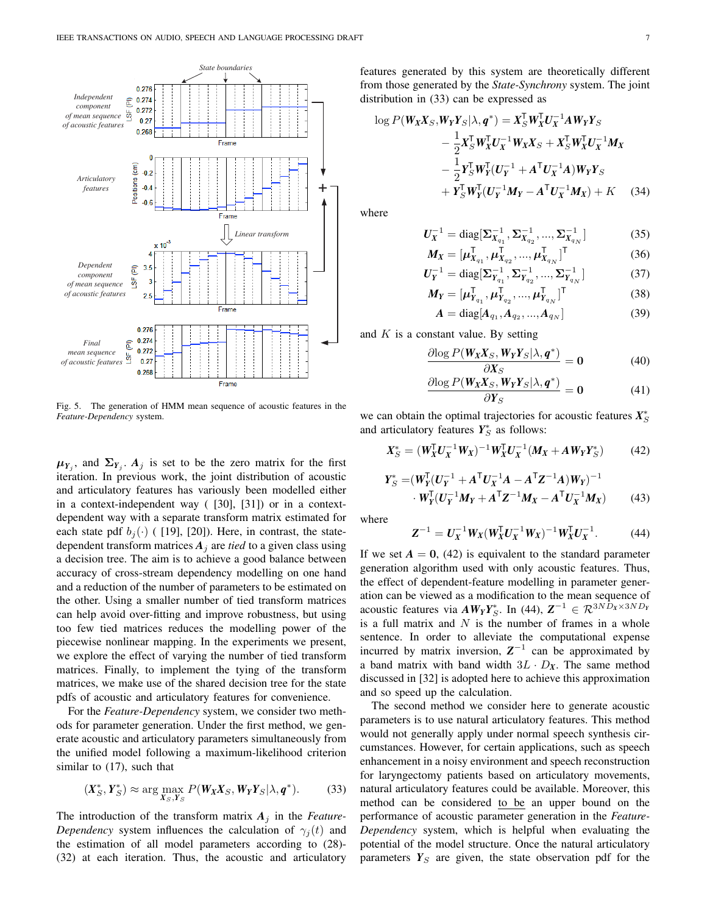Fig. 5. The generation of HMM mean sequence of acoustic features in the *Feature-Dependency* system.

$\boldsymbol{\mu}_{Y_j}$, and $\boldsymbol{\Sigma}_{Y_j}$. $\boldsymbol{A}_j$ is set to be the zero matrix for the first iteration. In previous work, the joint distribution of acoustic and articulatory features has variously been modelled either in a context-independent way ( [30], [31]) or in a context-dependent way with a separate transform matrix estimated for each state pdf $b_j(\cdot)$ ( [19], [20]). Here, in contrast, the state-dependent transform matrices $\boldsymbol{A}_j$ are *tied* to a given class using a decision tree. The aim is to achieve a good balance between accuracy of cross-stream dependency modelling on one hand and a reduction of the number of parameters to be estimated on the other. Using a smaller number of tied transform matrices can help avoid over-fitting and improve robustness, but using too few tied matrices reduces the modelling power of the piecewise nonlinear mapping. In the experiments we present, we explore the effect of varying the number of tied transform matrices. Finally, to implement the tying of the transform matrices, we make use of the shared decision tree for the state pdfs of acoustic and articulatory features for convenience.

For the *Feature-Dependency* system, we consider two methods for parameter generation. Under the first method, we generate acoustic and articulatory parameters simultaneously from the unified model following a maximum-likelihood criterion similar to (17), such that

$$(\boldsymbol{X}_S^*, \boldsymbol{Y}_S^*) \approx \arg\max_{\boldsymbol{X}_S, \boldsymbol{Y}_S} P(\boldsymbol{W_X X}_S, \boldsymbol{W_Y Y}_S | \lambda, \boldsymbol{q}^*). \tag{33}$$

The introduction of the transform matrix $\boldsymbol{A}_j$ in the *Feature-Dependency* system influences the calculation of $\gamma_j(t)$ and the estimation of all model parameters according to (28)-(32) at each iteration. Thus, the acoustic and articulatory features generated by this system are theoretically different from those generated by the *State-Synchrony* system. The joint distribution in (33) can be expressed as

$$\begin{aligned}
\log P(\boldsymbol{W_X X}_S, \boldsymbol{W_Y Y}_S | \lambda, \boldsymbol{q}^*) = {} & \boldsymbol{X}_S^\top \boldsymbol{W}_X^\top \boldsymbol{U}_X^{-1} \boldsymbol{A} \boldsymbol{W}_Y \boldsymbol{Y}_S \\
& - \frac{1}{2} \boldsymbol{X}_S^\top \boldsymbol{W}_X^\top \boldsymbol{U}_X^{-1} \boldsymbol{W}_X \boldsymbol{X}_S + \boldsymbol{X}_S^\top \boldsymbol{W}_X^\top \boldsymbol{U}_X^{-1} \boldsymbol{M}_X \\
& - \frac{1}{2} \boldsymbol{Y}_S^\top \boldsymbol{W}_Y^\top (\boldsymbol{U}_Y^{-1} + \boldsymbol{A}^\top \boldsymbol{U}_X^{-1} \boldsymbol{A}) \boldsymbol{W}_Y \boldsymbol{Y}_S \\
& + \boldsymbol{Y}_S^\top \boldsymbol{W}_Y^\top (\boldsymbol{U}_Y^{-1} \boldsymbol{M}_Y - \boldsymbol{A}^\top \boldsymbol{U}_X^{-1} \boldsymbol{M}_X) + K
\end{aligned} \tag{34}$$

where

$$\boldsymbol{U}_X^{-1} = \mathrm{diag}[\boldsymbol{\Sigma}_{X_{q_1}}^{-1}, \boldsymbol{\Sigma}_{X_{q_2}}^{-1}, ..., \boldsymbol{\Sigma}_{X_{q_N}}^{-1}] \tag{35}$$

$$\boldsymbol{M}_X = [\boldsymbol{\mu}_{X_{q_1}}^\top, \boldsymbol{\mu}_{X_{q_2}}^\top, ..., \boldsymbol{\mu}_{X_{q_N}}^\top]^\top \tag{36}$$

$$\boldsymbol{U}_Y^{-1} = \mathrm{diag}[\boldsymbol{\Sigma}_{Y_{q_1}}^{-1}, \boldsymbol{\Sigma}_{Y_{q_2}}^{-1}, ..., \boldsymbol{\Sigma}_{Y_{q_N}}^{-1}] \tag{37}$$

$$\boldsymbol{M}_Y = [\boldsymbol{\mu}_{Y_{q_1}}^\top, \boldsymbol{\mu}_{Y_{q_2}}^\top, ..., \boldsymbol{\mu}_{Y_{q_N}}^\top]^\top \tag{38}$$

$$\boldsymbol{A} = \mathrm{diag}[\boldsymbol{A}_{q_1}, \boldsymbol{A}_{q_2}, ..., \boldsymbol{A}_{q_N}] \tag{39}$$

and $K$ is a constant value. By setting

$$\frac{\partial \log P(\boldsymbol{W_X X}_S, \boldsymbol{W_Y Y}_S | \lambda, \boldsymbol{q}^*)}{\partial \boldsymbol{X}_S} = \boldsymbol{0} \tag{40}$$

$$\frac{\partial \log P(\boldsymbol{W_X X}_S, \boldsymbol{W_Y Y}_S | \lambda, \boldsymbol{q}^*)}{\partial \boldsymbol{Y}_S} = \boldsymbol{0} \tag{41}$$

we can obtain the optimal trajectories for acoustic features $\boldsymbol{X}_S^*$ and articulatory features $\boldsymbol{Y}_S^*$ as follows:

$$\boldsymbol{X}_S^* = (\boldsymbol{W}_X^\top \boldsymbol{U}_X^{-1} \boldsymbol{W}_X)^{-1} \boldsymbol{W}_X^\top \boldsymbol{U}_X^{-1} (\boldsymbol{M}_X + \boldsymbol{A} \boldsymbol{W}_Y \boldsymbol{Y}_S^*) \tag{42}$$

$$\begin{aligned}
\boldsymbol{Y}_S^* = {} & (\boldsymbol{W}_Y^\top (\boldsymbol{U}_Y^{-1} + \boldsymbol{A}^\top \boldsymbol{U}_X^{-1} \boldsymbol{A} - \boldsymbol{A}^\top \boldsymbol{Z}^{-1} \boldsymbol{A}) \boldsymbol{W}_Y)^{-1} \\
& \cdot \boldsymbol{W}_Y^\top (\boldsymbol{U}_Y^{-1} \boldsymbol{M}_Y + \boldsymbol{A}^\top \boldsymbol{Z}^{-1} \boldsymbol{M}_X - \boldsymbol{A}^\top \boldsymbol{U}_X^{-1} \boldsymbol{M}_X)
\end{aligned} \tag{43}$$

where

$$\boldsymbol{Z}^{-1} = \boldsymbol{U}_X^{-1} \boldsymbol{W}_X (\boldsymbol{W}_X^\top \boldsymbol{U}_X^{-1} \boldsymbol{W}_X)^{-1} \boldsymbol{W}_X^\top \boldsymbol{U}_X^{-1}. \tag{44}$$

If we set $\boldsymbol{A} = \boldsymbol{0}$, (42) is equivalent to the standard parameter generation algorithm used with only acoustic features. Thus, the effect of dependent-feature modelling in parameter generation can be viewed as a modification to the mean sequence of acoustic features via $\boldsymbol{A W_Y Y}_S^*$. In (44), $\boldsymbol{Z}^{-1} \in \mathcal{R}^{3ND_X \times 3ND_Y}$ is a full matrix and $N$ is the number of frames in a whole sentence. In order to alleviate the computational expense incurred by matrix inversion, $\boldsymbol{Z}^{-1}$ can be approximated by a band matrix with band width $3L \cdot D_X$. The same method discussed in [32] is adopted here to achieve this approximation and so speed up the calculation.

The second method we consider here to generate acoustic parameters is to use natural articulatory features. This method would not generally apply under normal speech synthesis circumstances. However, for certain applications, such as speech enhancement in a noisy environment and speech reconstruction for laryngectomy patients based on articulatory movements, natural articulatory features could be available. Moreover, this method can be considered to be an upper bound on the performance of acoustic parameter generation in the *Feature-Dependency* system, which is helpful when evaluating the potential of the model structure. Once the natural articulatory parameters $\boldsymbol{Y}_S$ are given, the state observation pdf for the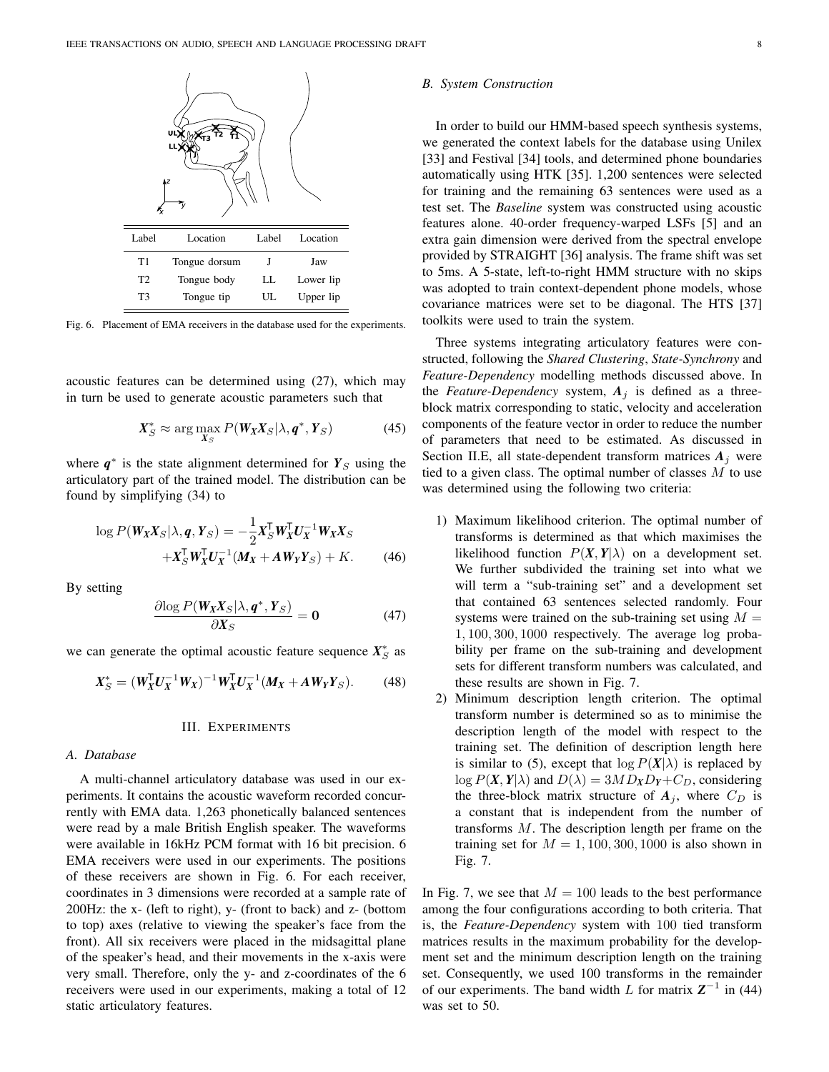| Label | Location | Label | Location |
|---|---|---|---|
| T1 | Tongue dorsum | J | Jaw |
| T2 | Tongue body | LL | Lower lip |
| T3 | Tongue tip | UL | Upper lip |

Fig. 6. Placement of EMA receivers in the database used for the experiments.

acoustic features can be determined using (27), which may in turn be used to generate acoustic parameters such that

$$\boldsymbol{X}_S^* \approx \arg\max_{\boldsymbol{X}_S} P(\boldsymbol{W_X}\boldsymbol{X}_S|\lambda, \boldsymbol{q}^*, \boldsymbol{Y}_S) \tag{45}$$

where $\boldsymbol{q}^*$ is the state alignment determined for $\boldsymbol{Y}_S$ using the articulatory part of the trained model. The distribution can be found by simplifying (34) to

$$\begin{aligned}\log P(\boldsymbol{W_X}\boldsymbol{X}_S|\lambda, \boldsymbol{q}, \boldsymbol{Y}_S) = &-\frac{1}{2}\boldsymbol{X}_S^\mathsf{T}\boldsymbol{W_X}^\mathsf{T}\boldsymbol{U_X}^{-1}\boldsymbol{W_X}\boldsymbol{X}_S \\ &+\boldsymbol{X}_S^\mathsf{T}\boldsymbol{W_X}^\mathsf{T}\boldsymbol{U_X}^{-1}(\boldsymbol{M_X}+\boldsymbol{A}\boldsymbol{W_Y}\boldsymbol{Y}_S) + K. \end{aligned} \tag{46}$$

By setting

$$\frac{\partial \log P(\boldsymbol{W_X}\boldsymbol{X}_S|\lambda, \boldsymbol{q}^*, \boldsymbol{Y}_S)}{\partial \boldsymbol{X}_S} = \boldsymbol{0} \tag{47}$$

we can generate the optimal acoustic feature sequence $\boldsymbol{X}_S^*$ as

$$\boldsymbol{X}_S^* = (\boldsymbol{W_X}^\mathsf{T}\boldsymbol{U_X}^{-1}\boldsymbol{W_X})^{-1}\boldsymbol{W_X}^\mathsf{T}\boldsymbol{U_X}^{-1}(\boldsymbol{M_X}+\boldsymbol{A}\boldsymbol{W_Y}\boldsymbol{Y}_S). \tag{48}$$

## III. Experiments

### A. Database

A multi-channel articulatory database was used in our experiments. It contains the acoustic waveform recorded concurrently with EMA data. 1,263 phonetically balanced sentences were read by a male British English speaker. The waveforms were available in 16kHz PCM format with 16 bit precision. 6 EMA receivers were used in our experiments. The positions of these receivers are shown in Fig. 6. For each receiver, coordinates in 3 dimensions were recorded at a sample rate of 200Hz: the x- (left to right), y- (front to back) and z- (bottom to top) axes (relative to viewing the speaker's face from the front). All six receivers were placed in the midsagittal plane of the speaker's head, and their movements in the x-axis were very small. Therefore, only the y- and z-coordinates of the 6 receivers were used in our experiments, making a total of 12 static articulatory features.

### B. System Construction

In order to build our HMM-based speech synthesis systems, we generated the context labels for the database using Unilex [33] and Festival [34] tools, and determined phone boundaries automatically using HTK [35]. 1,200 sentences were selected for training and the remaining 63 sentences were used as a test set. The *Baseline* system was constructed using acoustic features alone. 40-order frequency-warped LSFs [5] and an extra gain dimension were derived from the spectral envelope provided by STRAIGHT [36] analysis. The frame shift was set to 5ms. A 5-state, left-to-right HMM structure with no skips was adopted to train context-dependent phone models, whose covariance matrices were set to be diagonal. The HTS [37] toolkits were used to train the system.

Three systems integrating articulatory features were constructed, following the *Shared Clustering*, *State-Synchrony* and *Feature-Dependency* modelling methods discussed above. In the *Feature-Dependency* system, $\boldsymbol{A}_j$ is defined as a three-block matrix corresponding to static, velocity and acceleration components of the feature vector in order to reduce the number of parameters that need to be estimated. As discussed in Section II.E, all state-dependent transform matrices $\boldsymbol{A}_j$ were tied to a given class. The optimal number of classes $M$ to use was determined using the following two criteria:

1) Maximum likelihood criterion. The optimal number of transforms is determined as that which maximises the likelihood function $P(\boldsymbol{X}, \boldsymbol{Y}|\lambda)$ on a development set. We further subdivided the training set into what we will term a "sub-training set" and a development set that contained 63 sentences selected randomly. Four systems were trained on the sub-training set using $M = 1, 100, 300, 1000$ respectively. The average log probability per frame on the sub-training and development sets for different transform numbers was calculated, and these results are shown in Fig. 7.
2) Minimum description length criterion. The optimal transform number is determined so as to minimise the description length of the model with respect to the training set. The definition of description length here is similar to (5), except that $\log P(\boldsymbol{X}|\lambda)$ is replaced by $\log P(\boldsymbol{X}, \boldsymbol{Y}|\lambda)$ and $D(\lambda) = 3MD_{\boldsymbol{X}}D_{\boldsymbol{Y}} + C_D$, considering the three-block matrix structure of $\boldsymbol{A}_j$, where $C_D$ is a constant that is independent from the number of transforms $M$. The description length per frame on the training set for $M = 1, 100, 300, 1000$ is also shown in Fig. 7.

In Fig. 7, we see that $M = 100$ leads to the best performance among the four configurations according to both criteria. That is, the *Feature-Dependency* system with 100 tied transform matrices results in the maximum probability for the development set and the minimum description length on the training set. Consequently, we used 100 transforms in the remainder of our experiments. The band width $L$ for matrix $\mathbf{Z}^{-1}$ in (44) was set to 50.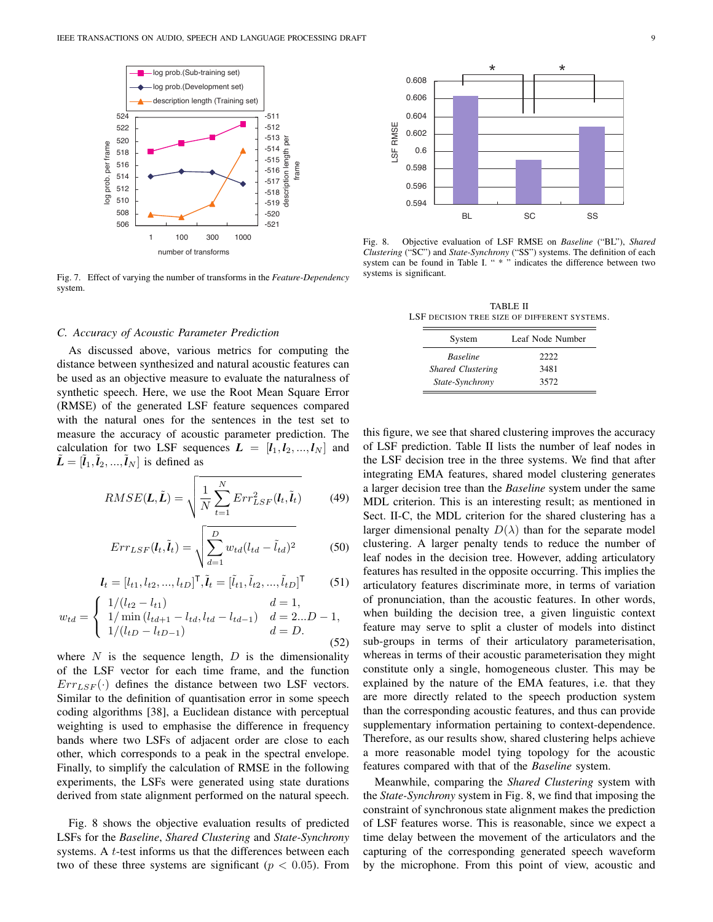Fig. 7. Effect of varying the number of transforms in the *Feature-Dependency* system.

Fig. 8. Objective evaluation of LSF RMSE on *Baseline* ("BL"), *Shared Clustering* ("SC") and *State-Synchrony* ("SS") systems. The definition of each system can be found in Table I. " * " indicates the difference between two systems is significant.

TABLE II
LSF DECISION TREE SIZE OF DIFFERENT SYSTEMS.

| System | Leaf Node Number |
|---|---|
| *Baseline* | 2222 |
| *Shared Clustering* | 3481 |
| *State-Synchrony* | 3572 |

### C. Accuracy of Acoustic Parameter Prediction

As discussed above, various metrics for computing the distance between synthesized and natural acoustic features can be used as an objective measure to evaluate the naturalness of synthetic speech. Here, we use the Root Mean Square Error (RMSE) of the generated LSF feature sequences compared with the natural ones for the sentences in the test set to measure the accuracy of acoustic parameter prediction. The calculation for two LSF sequences $\boldsymbol{L} = [\boldsymbol{l}_1, \boldsymbol{l}_2, ..., \boldsymbol{l}_N]$ and $\tilde{\boldsymbol{L}} = [\tilde{\boldsymbol{l}}_1, \tilde{\boldsymbol{l}}_2, ..., \tilde{\boldsymbol{l}}_N]$ is defined as

$$RMSE(\boldsymbol{L}, \tilde{\boldsymbol{L}}) = \sqrt{\frac{1}{N}\sum_{t=1}^{N} Err_{LSF}^2(\boldsymbol{l}_t, \tilde{\boldsymbol{l}}_t)} \tag{49}$$

$$Err_{LSF}(\boldsymbol{l}_t, \tilde{\boldsymbol{l}}_t) = \sqrt{\sum_{d=1}^{D} w_{td}(l_{td} - \tilde{l}_{td})^2} \tag{50}$$

$$\boldsymbol{l}_t = [l_{t1}, l_{t2}, ..., l_{tD}]^\mathsf{T}, \tilde{\boldsymbol{l}}_t = [\tilde{l}_{t1}, \tilde{l}_{t2}, ..., \tilde{l}_{tD}]^\mathsf{T} \tag{51}$$

$$w_{td} = \begin{cases} 1/(l_{t2} - l_{t1}) & d = 1, \\ 1/\min\left(l_{td+1} - l_{td}, l_{td} - l_{td-1}\right) & d = 2...D-1, \\ 1/(l_{tD} - l_{tD-1}) & d = D. \end{cases} \tag{52}$$

where $N$ is the sequence length, $D$ is the dimensionality of the LSF vector for each time frame, and the function $Err_{LSF}(\cdot)$ defines the distance between two LSF vectors. Similar to the definition of quantisation error in some speech coding algorithms [38], a Euclidean distance with perceptual weighting is used to emphasise the difference in frequency bands where two LSFs of adjacent order are close to each other, which corresponds to a peak in the spectral envelope. Finally, to simplify the calculation of RMSE in the following experiments, the LSFs were generated using state durations derived from state alignment performed on the natural speech.

Fig. 8 shows the objective evaluation results of predicted LSFs for the *Baseline*, *Shared Clustering* and *State-Synchrony* systems. A $t$-test informs us that the differences between each two of these three systems are significant ($p < 0.05$). From this figure, we see that shared clustering improves the accuracy of LSF prediction. Table II lists the number of leaf nodes in the LSF decision tree in the three systems. We find that after integrating EMA features, shared model clustering generates a larger decision tree than the *Baseline* system under the same MDL criterion. This is an interesting result; as mentioned in Sect. II-C, the MDL criterion for the shared clustering has a larger dimensional penalty $D(\lambda)$ than for the separate model clustering. A larger penalty tends to reduce the number of leaf nodes in the decision tree. However, adding articulatory features has resulted in the opposite occurring. This implies the articulatory features discriminate more, in terms of variation of pronunciation, than the acoustic features. In other words, when building the decision tree, a given linguistic context feature may serve to split a cluster of models into distinct sub-groups in terms of their articulatory parameterisation, whereas in terms of their acoustic parameterisation they might constitute only a single, homogeneous cluster. This may be explained by the nature of the EMA features, i.e. that they are more directly related to the speech production system than the corresponding acoustic features, and thus can provide supplementary information pertaining to context-dependence. Therefore, as our results show, shared clustering helps achieve a more reasonable model tying topology for the acoustic features compared with that of the *Baseline* system.

Meanwhile, comparing the *Shared Clustering* system with the *State-Synchrony* system in Fig. 8, we find that imposing the constraint of synchronous state alignment makes the prediction of LSF features worse. This is reasonable, since we expect a time delay between the movement of the articulators and the capturing of the corresponding generated speech waveform by the microphone. From this point of view, acoustic and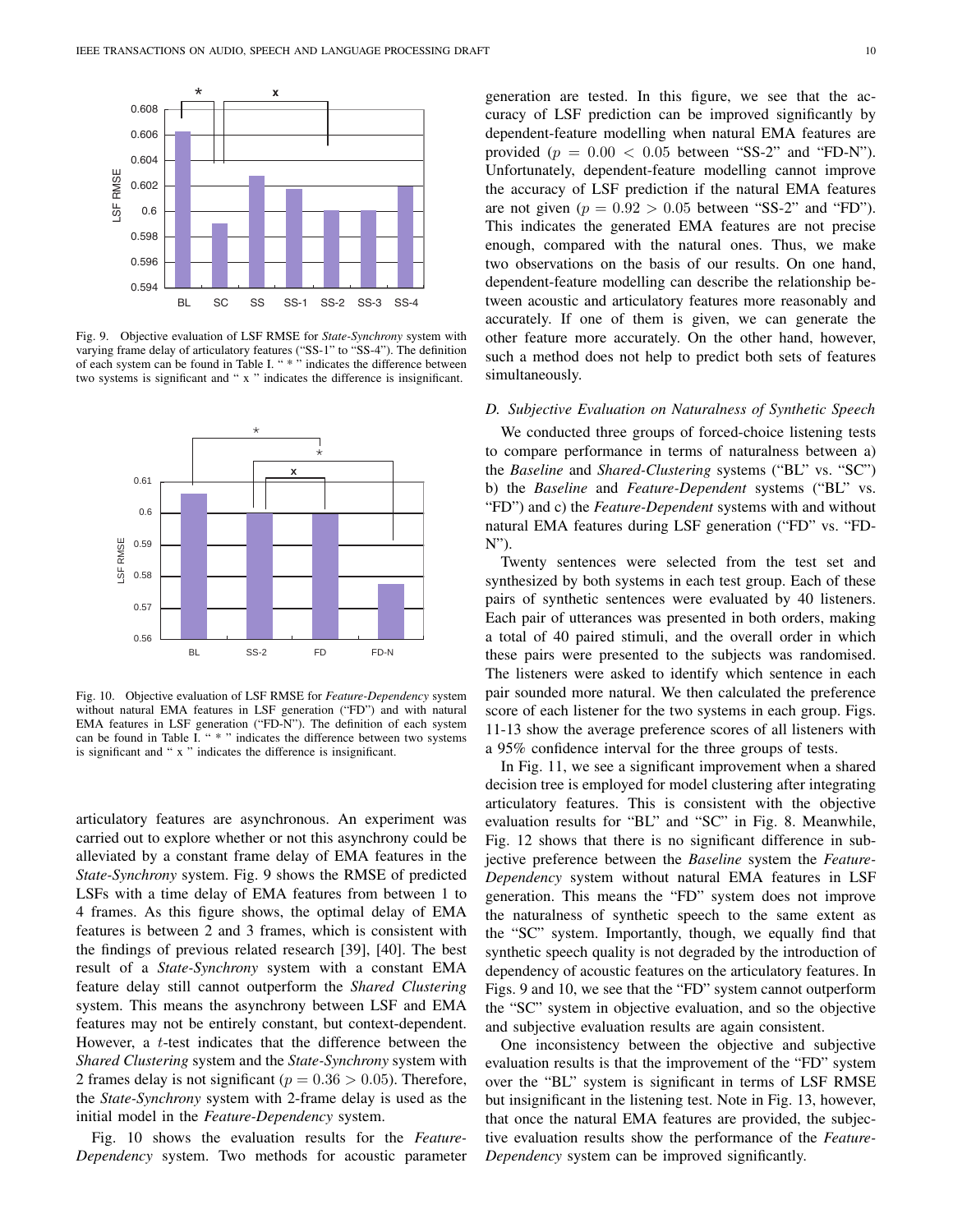Fig. 9. Objective evaluation of LSF RMSE for *State-Synchrony* system with varying frame delay of articulatory features ("SS-1" to "SS-4"). The definition of each system can be found in Table I. " * " indicates the difference between two systems is significant and " x " indicates the difference is insignificant.

Fig. 10. Objective evaluation of LSF RMSE for *Feature-Dependency* system without natural EMA features in LSF generation ("FD") and with natural EMA features in LSF generation ("FD-N"). The definition of each system can be found in Table I. " * " indicates the difference between two systems is significant and " x " indicates the difference is insignificant.

articulatory features are asynchronous. An experiment was carried out to explore whether or not this asynchrony could be alleviated by a constant frame delay of EMA features in the *State-Synchrony* system. Fig. 9 shows the RMSE of predicted LSFs with a time delay of EMA features from between 1 to 4 frames. As this figure shows, the optimal delay of EMA features is between 2 and 3 frames, which is consistent with the findings of previous related research [39], [40]. The best result of a *State-Synchrony* system with a constant EMA feature delay still cannot outperform the *Shared Clustering* system. This means the asynchrony between LSF and EMA features may not be entirely constant, but context-dependent. However, a $t$-test indicates that the difference between the *Shared Clustering* system and the *State-Synchrony* system with 2 frames delay is not significant ($p = 0.36 > 0.05$). Therefore, the *State-Synchrony* system with 2-frame delay is used as the initial model in the *Feature-Dependency* system.

Fig. 10 shows the evaluation results for the *Feature-Dependency* system. Two methods for acoustic parameter generation are tested. In this figure, we see that the accuracy of LSF prediction can be improved significantly by dependent-feature modelling when natural EMA features are provided ($p = 0.00 < 0.05$ between "SS-2" and "FD-N"). Unfortunately, dependent-feature modelling cannot improve the accuracy of LSF prediction if the natural EMA features are not given ($p = 0.92 > 0.05$ between "SS-2" and "FD"). This indicates the generated EMA features are not precise enough, compared with the natural ones. Thus, we make two observations on the basis of our results. On one hand, dependent-feature modelling can describe the relationship between acoustic and articulatory features more reasonably and accurately. If one of them is given, we can generate the other feature more accurately. On the other hand, however, such a method does not help to predict both sets of features simultaneously.

### D. Subjective Evaluation on Naturalness of Synthetic Speech

We conducted three groups of forced-choice listening tests to compare performance in terms of naturalness between a) the *Baseline* and *Shared-Clustering* systems ("BL" vs. "SC") b) the *Baseline* and *Feature-Dependent* systems ("BL" vs. "FD") and c) the *Feature-Dependent* systems with and without natural EMA features during LSF generation ("FD" vs. "FD-N").

Twenty sentences were selected from the test set and synthesized by both systems in each test group. Each of these pairs of synthetic sentences were evaluated by 40 listeners. Each pair of utterances was presented in both orders, making a total of 40 paired stimuli, and the overall order in which these pairs were presented to the subjects was randomised. The listeners were asked to identify which sentence in each pair sounded more natural. We then calculated the preference score of each listener for the two systems in each group. Figs. 11-13 show the average preference scores of all listeners with a 95% confidence interval for the three groups of tests.

In Fig. 11, we see a significant improvement when a shared decision tree is employed for model clustering after integrating articulatory features. This is consistent with the objective evaluation results for "BL" and "SC" in Fig. 8. Meanwhile, Fig. 12 shows that there is no significant difference in subjective preference between the *Baseline* system the *Feature-Dependency* system without natural EMA features in LSF generation. This means the "FD" system does not improve the naturalness of synthetic speech to the same extent as the "SC" system. Importantly, though, we equally find that synthetic speech quality is not degraded by the introduction of dependency of acoustic features on the articulatory features. In Figs. 9 and 10, we see that the "FD" system cannot outperform the "SC" system in objective evaluation, and so the objective and subjective evaluation results are again consistent.

One inconsistency between the objective and subjective evaluation results is that the improvement of the "FD" system over the "BL" system is significant in terms of LSF RMSE but insignificant in the listening test. Note in Fig. 13, however, that once the natural EMA features are provided, the subjective evaluation results show the performance of the *Feature-Dependency* system can be improved significantly.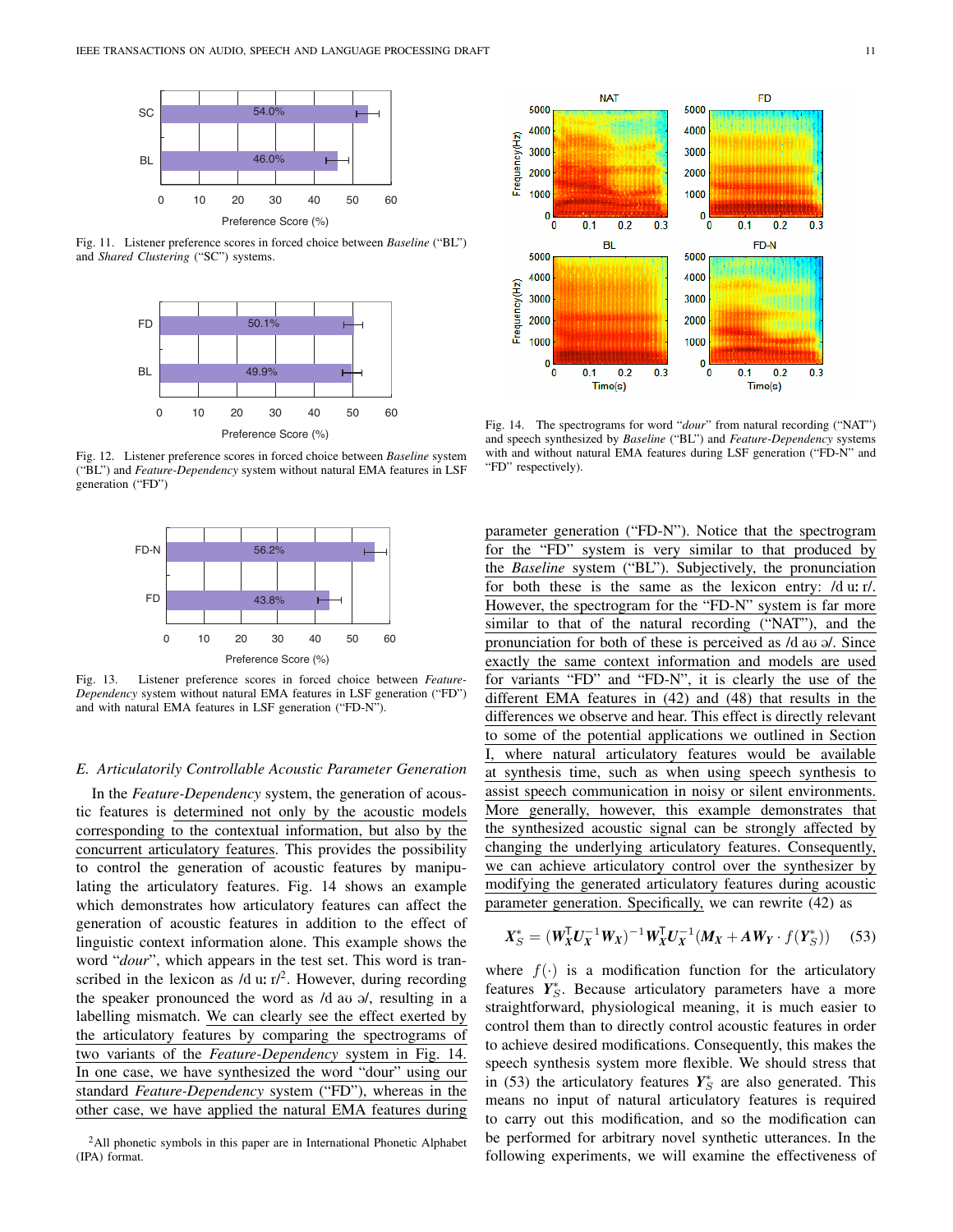Fig. 11. Listener preference scores in forced choice between *Baseline* ("BL") and *Shared Clustering* ("SC") systems.

Fig. 12. Listener preference scores in forced choice between *Baseline* system ("BL") and *Feature-Dependency* system without natural EMA features in LSF generation ("FD")

Fig. 13. Listener preference scores in forced choice between *Feature-Dependency* system without natural EMA features in LSF generation ("FD") and with natural EMA features in LSF generation ("FD-N").

### E. Articulatorily Controllable Acoustic Parameter Generation

In the *Feature-Dependency* system, the generation of acoustic features is determined not only by the acoustic models corresponding to the contextual information, but also by the concurrent articulatory features. This provides the possibility to control the generation of acoustic features by manipulating the articulatory features. Fig. 14 shows an example which demonstrates how articulatory features can affect the generation of acoustic features in addition to the effect of linguistic context information alone. This example shows the word "*dour*", which appears in the test set. This word is transcribed in the lexicon as /d uː r/[2]. However, during recording the speaker pronounced the word as /d aʊ ə/, resulting in a labelling mismatch. We can clearly see the effect exerted by the articulatory features by comparing the spectrograms of two variants of the *Feature-Dependency* system in Fig. 14. In one case, we have synthesized the word "dour" using our standard *Feature-Dependency* system ("FD"), whereas in the other case, we have applied the natural EMA features during parameter generation ("FD-N"). Notice that the spectrogram for the "FD" system is very similar to that produced by the *Baseline* system ("BL"). Subjectively, the pronunciation for both these is the same as the lexicon entry: /d uː r/. However, the spectrogram for the "FD-N" system is far more similar to that of the natural recording ("NAT"), and the pronunciation for both of these is perceived as /d aʊ ə/. Since exactly the same context information and models are used for variants "FD" and "FD-N", it is clearly the use of the different EMA features in (42) and (48) that results in the differences we observe and hear. This effect is directly relevant to some of the potential applications we outlined in Section I, where natural articulatory features would be available at synthesis time, such as when using speech synthesis to assist speech communication in noisy or silent environments. More generally, however, this example demonstrates that the synthesized acoustic signal can be strongly affected by changing the underlying articulatory features. Consequently, we can achieve articulatory control over the synthesizer by modifying the generated articulatory features during acoustic parameter generation. Specifically, we can rewrite (42) as

$$\boldsymbol{X}_S^* = (\boldsymbol{W}_{\boldsymbol{X}}^{\mathsf{T}}\boldsymbol{U}_{\boldsymbol{X}}^{-1}\boldsymbol{W}_{\boldsymbol{X}})^{-1}\boldsymbol{W}_{\boldsymbol{X}}^{\mathsf{T}}\boldsymbol{U}_{\boldsymbol{X}}^{-1}(\boldsymbol{M}_{\boldsymbol{X}} + \boldsymbol{A}\boldsymbol{W}_{\boldsymbol{Y}} \cdot f(\boldsymbol{Y}_S^*)) \quad (53)$$

where $f(\cdot)$ is a modification function for the articulatory features $\boldsymbol{Y}_S^*$. Because articulatory parameters have a more straightforward, physiological meaning, it is much easier to control them than to directly control acoustic features in order to achieve desired modifications. Consequently, this makes the speech synthesis system more flexible. We should stress that in (53) the articulatory features $\boldsymbol{Y}_S^*$ are also generated. This means no input of natural articulatory features is required to carry out this modification, and so the modification can be performed for arbitrary novel synthetic utterances. In the following experiments, we will examine the effectiveness of

Fig. 14. The spectrograms for word "*dour*" from natural recording ("NAT") and speech synthesized by *Baseline* ("BL") and *Feature-Dependency* systems with and without natural EMA features during LSF generation ("FD-N" and "FD" respectively).

[2] All phonetic symbols in this paper are in International Phonetic Alphabet (IPA) format.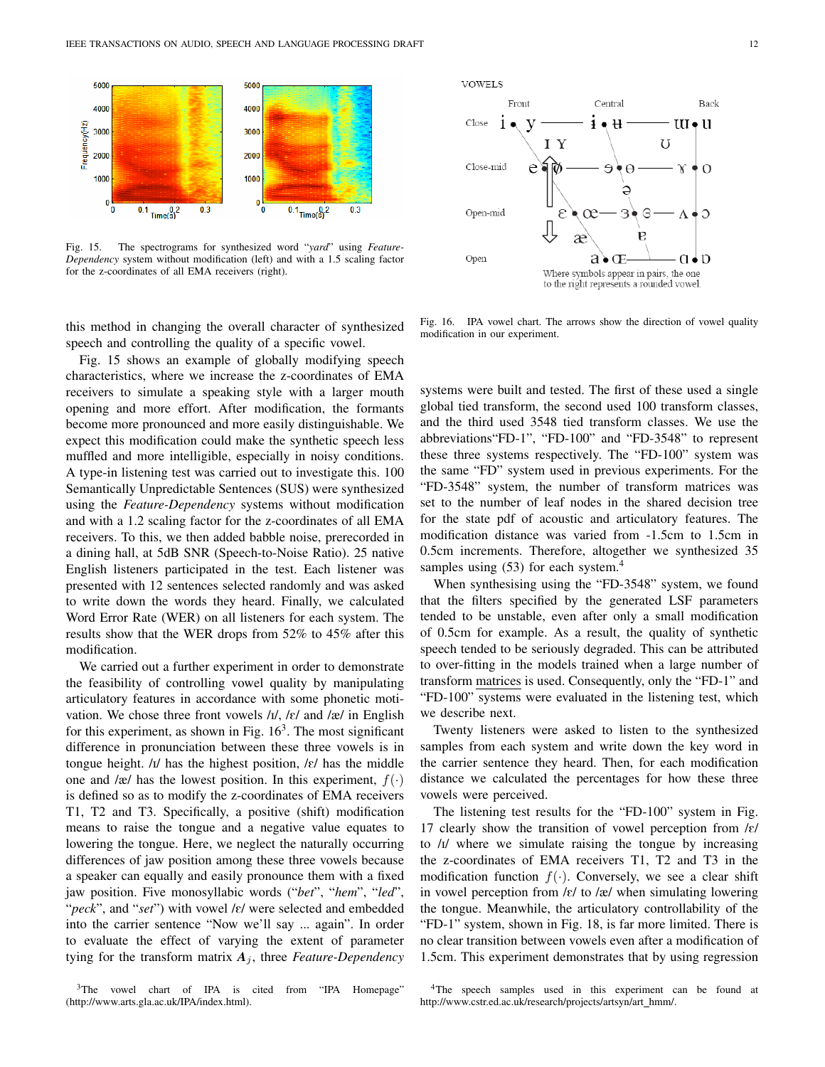Fig. 15. The spectrograms for synthesized word "*yard*" using *Feature-Dependency* system without modification (left) and with a 1.5 scaling factor for the z-coordinates of all EMA receivers (right).

Fig. 16. IPA vowel chart. The arrows show the direction of vowel quality modification in our experiment.

this method in changing the overall character of synthesized speech and controlling the quality of a specific vowel.

Fig. 15 shows an example of globally modifying speech characteristics, where we increase the z-coordinates of EMA receivers to simulate a speaking style with a larger mouth opening and more effort. After modification, the formants become more pronounced and more easily distinguishable. We expect this modification could make the synthetic speech less muffled and more intelligible, especially in noisy conditions. A type-in listening test was carried out to investigate this. 100 Semantically Unpredictable Sentences (SUS) were synthesized using the *Feature-Dependency* systems without modification and with a 1.2 scaling factor for the z-coordinates of all EMA receivers. To this, we then added babble noise, prerecorded in a dining hall, at 5dB SNR (Speech-to-Noise Ratio). 25 native English listeners participated in the test. Each listener was presented with 12 sentences selected randomly and was asked to write down the words they heard. Finally, we calculated Word Error Rate (WER) on all listeners for each system. The results show that the WER drops from 52% to 45% after this modification.

We carried out a further experiment in order to demonstrate the feasibility of controlling vowel quality by manipulating articulatory features in accordance with some phonetic motivation. We chose three front vowels /ɪ/, /ɛ/ and /æ/ in English for this experiment, as shown in Fig. 16[3]. The most significant difference in pronunciation between these three vowels is in tongue height. /ɪ/ has the highest position, /ɛ/ has the middle one and /æ/ has the lowest position. In this experiment, $f(\cdot)$ is defined so as to modify the z-coordinates of EMA receivers T1, T2 and T3. Specifically, a positive (shift) modification means to raise the tongue and a negative value equates to lowering the tongue. Here, we neglect the naturally occurring differences of jaw position among these three vowels because a speaker can equally and easily pronounce them with a fixed jaw position. Five monosyllabic words ("*bet*", "*hem*", "*led*", "*peck*", and "*set*") with vowel /ɛ/ were selected and embedded into the carrier sentence "Now we'll say ... again". In order to evaluate the effect of varying the extent of parameter tying for the transform matrix $\boldsymbol{A}_j$, three *Feature-Dependency* systems were built and tested. The first of these used a single global tied transform, the second used 100 transform classes, and the third used 3548 tied transform classes. We use the abbreviations"FD-1", "FD-100" and "FD-3548" to represent these three systems respectively. The "FD-100" system was the same "FD" system used in previous experiments. For the "FD-3548" system, the number of transform matrices was set to the number of leaf nodes in the shared decision tree for the state pdf of acoustic and articulatory features. The modification distance was varied from -1.5cm to 1.5cm in 0.5cm increments. Therefore, altogether we synthesized 35 samples using (53) for each system.[4]

When synthesising using the "FD-3548" system, we found that the filters specified by the generated LSF parameters tended to be unstable, even after only a small modification of 0.5cm for example. As a result, the quality of synthetic speech tended to be seriously degraded. This can be attributed to over-fitting in the models trained when a large number of transform matrices is used. Consequently, only the "FD-1" and "FD-100" systems were evaluated in the listening test, which we describe next.

Twenty listeners were asked to listen to the synthesized samples from each system and write down the key word in the carrier sentence they heard. Then, for each modification distance we calculated the percentages for how these three vowels were perceived.

The listening test results for the "FD-100" system in Fig. 17 clearly show the transition of vowel perception from /ɛ/ to /ɪ/ where we simulate raising the tongue by increasing the z-coordinates of EMA receivers T1, T2 and T3 in the modification function $f(\cdot)$. Conversely, we see a clear shift in vowel perception from /ɛ/ to /æ/ when simulating lowering the tongue. Meanwhile, the articulatory controllability of the "FD-1" system, shown in Fig. 18, is far more limited. There is no clear transition between vowels even after a modification of 1.5cm. This experiment demonstrates that by using regression

[3]The vowel chart of IPA is cited from "IPA Homepage" (http://www.arts.gla.ac.uk/IPA/index.html).

[4]The speech samples used in this experiment can be found at http://www.cstr.ed.ac.uk/research/projects/artsyn/art_hmm/.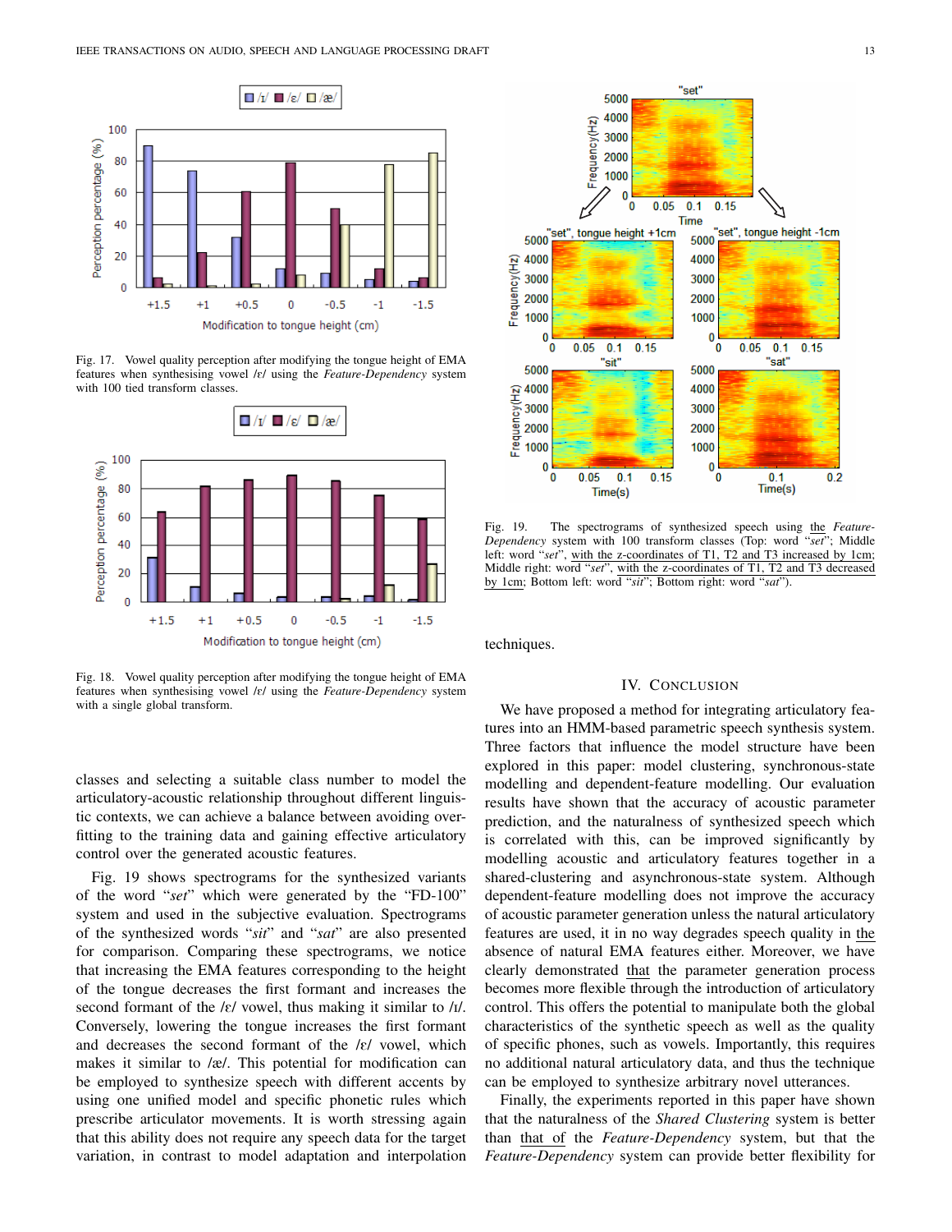Fig. 17. Vowel quality perception after modifying the tongue height of EMA features when synthesising vowel /ɛ/ using the *Feature-Dependency* system with 100 tied transform classes.

Fig. 18. Vowel quality perception after modifying the tongue height of EMA features when synthesising vowel /ɛ/ using the *Feature-Dependency* system with a single global transform.

classes and selecting a suitable class number to model the articulatory-acoustic relationship throughout different linguistic contexts, we can achieve a balance between avoiding overfitting to the training data and gaining effective articulatory control over the generated acoustic features.

Fig. 19 shows spectrograms for the synthesized variants of the word "*set*" which were generated by the "FD-100" system and used in the subjective evaluation. Spectrograms of the synthesized words "*sit*" and "*sat*" are also presented for comparison. Comparing these spectrograms, we notice that increasing the EMA features corresponding to the height of the tongue decreases the first formant and increases the second formant of the /ɛ/ vowel, thus making it similar to /ɪ/. Conversely, lowering the tongue increases the first formant and decreases the second formant of the /ɛ/ vowel, which makes it similar to /æ/. This potential for modification can be employed to synthesize speech with different accents by using one unified model and specific phonetic rules which prescribe articulator movements. It is worth stressing again that this ability does not require any speech data for the target variation, in contrast to model adaptation and interpolation techniques.

Fig. 19. The spectrograms of synthesized speech using the *Feature-Dependency* system with 100 transform classes (Top: word "*set*"; Middle left: word "*set*", with the z-coordinates of T1, T2 and T3 increased by 1cm; Middle right: word "*set*", with the z-coordinates of T1, T2 and T3 decreased by 1cm; Bottom left: word "*sit*"; Bottom right: word "*sat*").

## IV. Conclusion

We have proposed a method for integrating articulatory features into an HMM-based parametric speech synthesis system. Three factors that influence the model structure have been explored in this paper: model clustering, synchronous-state modelling and dependent-feature modelling. Our evaluation results have shown that the accuracy of acoustic parameter prediction, and the naturalness of synthesized speech which is correlated with this, can be improved significantly by modelling acoustic and articulatory features together in a shared-clustering and asynchronous-state system. Although dependent-feature modelling does not improve the accuracy of acoustic parameter generation unless the natural articulatory features are used, it in no way degrades speech quality in the absence of natural EMA features either. Moreover, we have clearly demonstrated that the parameter generation process becomes more flexible through the introduction of articulatory control. This offers the potential to manipulate both the global characteristics of the synthetic speech as well as the quality of specific phones, such as vowels. Importantly, this requires no additional natural articulatory data, and thus the technique can be employed to synthesize arbitrary novel utterances.

Finally, the experiments reported in this paper have shown that the naturalness of the *Shared Clustering* system is better than that of the *Feature-Dependency* system, but that the *Feature-Dependency* system can provide better flexibility for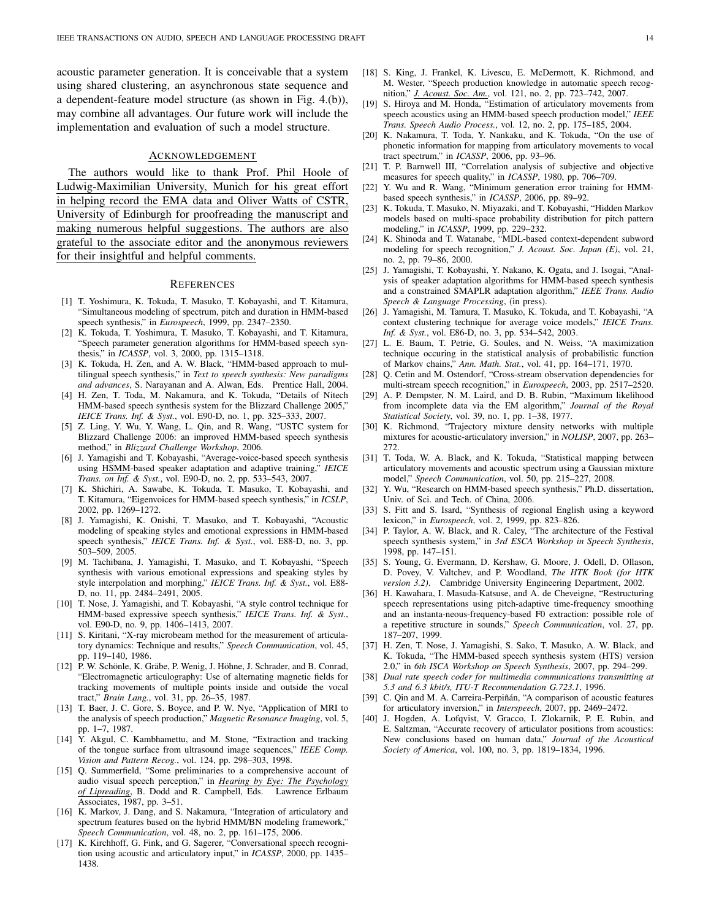acoustic parameter generation. It is conceivable that a system using shared clustering, an asynchronous state sequence and a dependent-feature model structure (as shown in Fig. 4.(b)), may combine all advantages. Our future work will include the implementation and evaluation of such a model structure.

## Acknowledgement

The authors would like to thank Prof. Phil Hoole of Ludwig-Maximilian University, Munich for his great effort in helping record the EMA data and Oliver Watts of CSTR, University of Edinburgh for proofreading the manuscript and making numerous helpful suggestions. The authors are also grateful to the associate editor and the anonymous reviewers for their insightful and helpful comments.

## References

[1] T. Yoshimura, K. Tokuda, T. Masuko, T. Kobayashi, and T. Kitamura, "Simultaneous modeling of spectrum, pitch and duration in HMM-based speech synthesis," in *Eurospeech*, 1999, pp. 2347–2350.

[2] K. Tokuda, T. Yoshimura, T. Masuko, T. Kobayashi, and T. Kitamura, "Speech parameter generation algorithms for HMM-based speech synthesis," in *ICASSP*, vol. 3, 2000, pp. 1315–1318.

[3] K. Tokuda, H. Zen, and A. W. Black, "HMM-based approach to multilingual speech synthesis," in *Text to speech synthesis: New paradigms and advances*, S. Narayanan and A. Alwan, Eds. Prentice Hall, 2004.

[4] H. Zen, T. Toda, M. Nakamura, and K. Tokuda, "Details of Nitech HMM-based speech synthesis system for the Blizzard Challenge 2005," *IEICE Trans. Inf. & Syst.*, vol. E90-D, no. 1, pp. 325–333, 2007.

[5] Z. Ling, Y. Wu, Y. Wang, L. Qin, and R. Wang, "USTC system for Blizzard Challenge 2006: an improved HMM-based speech synthesis method," in *Blizzard Challenge Workshop*, 2006.

[6] J. Yamagishi and T. Kobayashi, "Average-voice-based speech synthesis using HSMM-based speaker adaptation and adaptive training," *IEICE Trans. on Inf. & Syst.*, vol. E90-D, no. 2, pp. 533–543, 2007.

[7] K. Shichiri, A. Sawabe, K. Tokuda, T. Masuko, T. Kobayashi, and T. Kitamura, "Eigenvoices for HMM-based speech synthesis," in *ICSLP*, 2002, pp. 1269–1272.

[8] J. Yamagishi, K. Onishi, T. Masuko, and T. Kobayashi, "Acoustic modeling of speaking styles and emotional expressions in HMM-based speech synthesis," *IEICE Trans. Inf. & Syst.*, vol. E88-D, no. 3, pp. 503–509, 2005.

[9] M. Tachibana, J. Yamagishi, T. Masuko, and T. Kobayashi, "Speech synthesis with various emotional expressions and speaking styles by style interpolation and morphing," *IEICE Trans. Inf. & Syst.*, vol. E88-D, no. 11, pp. 2484–2491, 2005.

[10] T. Nose, J. Yamagishi, and T. Kobayashi, "A style control technique for HMM-based expressive speech synthesis," *IEICE Trans. Inf. & Syst.*, vol. E90-D, no. 9, pp. 1406–1413, 2007.

[11] S. Kiritani, "X-ray microbeam method for the measurement of articulatory dynamics: Technique and results," *Speech Communication*, vol. 45, pp. 119–140, 1986.

[12] P. W. Schönle, K. Gräbe, P. Wenig, J. Höhne, J. Schrader, and B. Conrad, "Electromagnetic articulography: Use of alternating magnetic fields for tracking movements of multiple points inside and outside the vocal tract," *Brain Lang.*, vol. 31, pp. 26–35, 1987.

[13] T. Baer, J. C. Gore, S. Boyce, and P. W. Nye, "Application of MRI to the analysis of speech production," *Magnetic Resonance Imaging*, vol. 5, pp. 1–7, 1987.

[14] Y. Akgul, C. Kambhamettu, and M. Stone, "Extraction and tracking of the tongue surface from ultrasound image sequences," *IEEE Comp. Vision and Pattern Recog.*, vol. 124, pp. 298–303, 1998.

[15] Q. Summerfield, "Some preliminaries to a comprehensive account of audio visual speech perception," in *Hearing by Eye: The Psychology of Lipreading*, B. Dodd and R. Campbell, Eds. Lawrence Erlbaum Associates, 1987, pp. 3–51.

[16] K. Markov, J. Dang, and S. Nakamura, "Integration of articulatory and spectrum features based on the hybrid HMM/BN modeling framework," *Speech Communication*, vol. 48, no. 2, pp. 161–175, 2006.

[17] K. Kirchhoff, G. Fink, and G. Sagerer, "Conversational speech recognition using acoustic and articulatory input," in *ICASSP*, 2000, pp. 1435–1438.

[18] S. King, J. Frankel, K. Livescu, E. McDermott, K. Richmond, and M. Wester, "Speech production knowledge in automatic speech recognition," *J. Acoust. Soc. Am.*, vol. 121, no. 2, pp. 723–742, 2007.

[19] S. Hiroya and M. Honda, "Estimation of articulatory movements from speech acoustics using an HMM-based speech production model," *IEEE Trans. Speech Audio Process.*, vol. 12, no. 2, pp. 175–185, 2004.

[20] K. Nakamura, T. Toda, Y. Nankaku, and K. Tokuda, "On the use of phonetic information for mapping from articulatory movements to vocal tract spectrum," in *ICASSP*, 2006, pp. 93–96.

[21] T. P. Barnwell III, "Correlation analysis of subjective and objective measures for speech quality," in *ICASSP*, 1980, pp. 706–709.

[22] Y. Wu and R. Wang, "Minimum generation error training for HMM-based speech synthesis," in *ICASSP*, 2006, pp. 89–92.

[23] K. Tokuda, T. Masuko, N. Miyazaki, and T. Kobayashi, "Hidden Markov models based on multi-space probability distribution for pitch pattern modeling," in *ICASSP*, 1999, pp. 229–232.

[24] K. Shinoda and T. Watanabe, "MDL-based context-dependent subword modeling for speech recognition," *J. Acoust. Soc. Japan (E)*, vol. 21, no. 2, pp. 79–86, 2000.

[25] J. Yamagishi, T. Kobayashi, Y. Nakano, K. Ogata, and J. Isogai, "Analysis of speaker adaptation algorithms for HMM-based speech synthesis and a constrained SMAPLR adaptation algorithm," *IEEE Trans. Audio Speech & Language Processing*, (in press).

[26] J. Yamagishi, M. Tamura, T. Masuko, K. Tokuda, and T. Kobayashi, "A context clustering technique for average voice models," *IEICE Trans. Inf. & Syst.*, vol. E86-D, no. 3, pp. 534–542, 2003.

[27] L. E. Baum, T. Petrie, G. Soules, and N. Weiss, "A maximization technique occuring in the statistical analysis of probabilistic function of Markov chains," *Ann. Math. Stat.*, vol. 41, pp. 164–171, 1970.

[28] Q. Cetin and M. Ostendorf, "Cross-stream observation dependencies for multi-stream speech recognition," in *Eurospeech*, 2003, pp. 2517–2520.

[29] A. P. Dempster, N. M. Laird, and D. B. Rubin, "Maximum likelihood from incomplete data via the EM algorithm," *Journal of the Royal Statistical Society*, vol. 39, no. 1, pp. 1–38, 1977.

[30] K. Richmond, "Trajectory mixture density networks with multiple mixtures for acoustic-articulatory inversion," in *NOLISP*, 2007, pp. 263–272.

[31] T. Toda, W. A. Black, and K. Tokuda, "Statistical mapping between articulatory movements and acoustic spectrum using a Gaussian mixture model," *Speech Communication*, vol. 50, pp. 215–227, 2008.

[32] Y. Wu, "Research on HMM-based speech synthesis," Ph.D. dissertation, Univ. of Sci. and Tech. of China, 2006.

[33] S. Fitt and S. Isard, "Synthesis of regional English using a keyword lexicon," in *Eurospeech*, vol. 2, 1999, pp. 823–826.

[34] P. Taylor, A. W. Black, and R. Caley, "The architecture of the Festival speech synthesis system," in *3rd ESCA Workshop in Speech Synthesis*, 1998, pp. 147–151.

[35] S. Young, G. Evermann, D. Kershaw, G. Moore, J. Odell, D. Ollason, D. Povey, V. Valtchev, and P. Woodland, *The HTK Book (for HTK version 3.2)*. Cambridge University Engineering Department, 2002.

[36] H. Kawahara, I. Masuda-Katsuse, and A. de Cheveigne, "Restructuring speech representations using pitch-adaptive time-frequency smoothing and an instanta-neous-frequency-based F0 extraction: possible role of a repetitive structure in sounds," *Speech Communication*, vol. 27, pp. 187–207, 1999.

[37] H. Zen, T. Nose, J. Yamagishi, S. Sako, T. Masuko, A. W. Black, and K. Tokuda, "The HMM-based speech synthesis system (HTS) version 2.0," in *6th ISCA Workshop on Speech Synthesis*, 2007, pp. 294–299.

[38] *Dual rate speech coder for multimedia communications transmitting at 5.3 and 6.3 kbit/s, ITU-T Recommendation G.723.1*, 1996.

[39] C. Qin and M. A. Carreira-Perpiñán, "A comparison of acoustic features for articulatory inversion," in *Interspeech*, 2007, pp. 2469–2472.

[40] J. Hogden, A. Lofqvist, V. Gracco, I. Zlokarnik, P. E. Rubin, and E. Saltzman, "Accurate recovery of articulator positions from acoustics: New conclusions based on human data," *Journal of the Acoustical Society of America*, vol. 100, no. 3, pp. 1819–1834, 1996.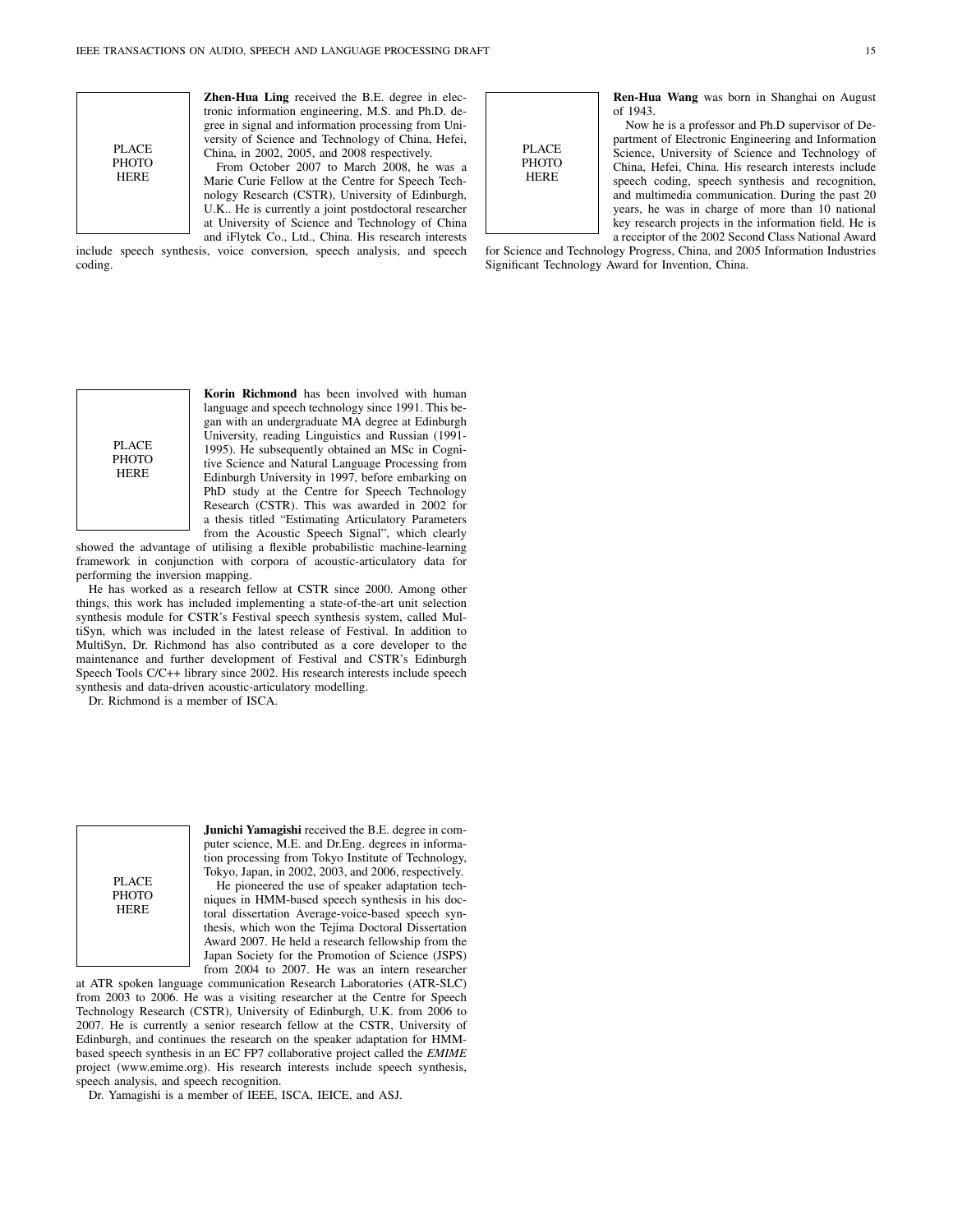PLACE PHOTO HERE

**Zhen-Hua Ling** received the B.E. degree in electronic information engineering, M.S. and Ph.D. degree in signal and information processing from University of Science and Technology of China, Hefei, China, in 2002, 2005, and 2008 respectively.

From October 2007 to March 2008, he was a Marie Curie Fellow at the Centre for Speech Technology Research (CSTR), University of Edinburgh, U.K.. He is currently a joint postdoctoral researcher at University of Science and Technology of China and iFlytek Co., Ltd., China. His research interests include speech synthesis, voice conversion, speech analysis, and speech coding.

PLACE PHOTO HERE

**Korin Richmond** has been involved with human language and speech technology since 1991. This began with an undergraduate MA degree at Edinburgh University, reading Linguistics and Russian (1991-1995). He subsequently obtained an MSc in Cognitive Science and Natural Language Processing from Edinburgh University in 1997, before embarking on PhD study at the Centre for Speech Technology Research (CSTR). This was awarded in 2002 for a thesis titled "Estimating Articulatory Parameters from the Acoustic Speech Signal", which clearly showed the advantage of utilising a flexible probabilistic machine-learning framework in conjunction with corpora of acoustic-articulatory data for performing the inversion mapping.

He has worked as a research fellow at CSTR since 2000. Among other things, this work has included implementing a state-of-the-art unit selection synthesis module for CSTR's Festival speech synthesis system, called MultiSyn, which was included in the latest release of Festival. In addition to MultiSyn, Dr. Richmond has also contributed as a core developer to the maintenance and further development of Festival and CSTR's Edinburgh Speech Tools C/C++ library since 2002. His research interests include speech synthesis and data-driven acoustic-articulatory modelling.

Dr. Richmond is a member of ISCA.

PLACE PHOTO HERE

**Junichi Yamagishi** received the B.E. degree in computer science, M.E. and Dr.Eng. degrees in information processing from Tokyo Institute of Technology, Tokyo, Japan, in 2002, 2003, and 2006, respectively.

He pioneered the use of speaker adaptation techniques in HMM-based speech synthesis in his doctoral dissertation Average-voice-based speech synthesis, which won the Tejima Doctoral Dissertation Award 2007. He held a research fellowship from the Japan Society for the Promotion of Science (JSPS) from 2004 to 2007. He was an intern researcher at ATR spoken language communication Research Laboratories (ATR-SLC) from 2003 to 2006. He was a visiting researcher at the Centre for Speech Technology Research (CSTR), University of Edinburgh, U.K. from 2006 to 2007. He is currently a senior research fellow at the CSTR, University of Edinburgh, and continues the research on the speaker adaptation for HMM-based speech synthesis in an EC FP7 collaborative project called the *EMIME* project (www.emime.org). His research interests include speech synthesis, speech analysis, and speech recognition.

Dr. Yamagishi is a member of IEEE, ISCA, IEICE, and ASJ.

PLACE PHOTO HERE

**Ren-Hua Wang** was born in Shanghai on August of 1943.

Now he is a professor and Ph.D supervisor of Department of Electronic Engineering and Information Science, University of Science and Technology of China, Hefei, China. His research interests include speech coding, speech synthesis and recognition, and multimedia communication. During the past 20 years, he was in charge of more than 10 national key research projects in the information field. He is a receiptor of the 2002 Second Class National Award for Science and Technology Progress, China, and 2005 Information Industries Significant Technology Award for Invention, China.